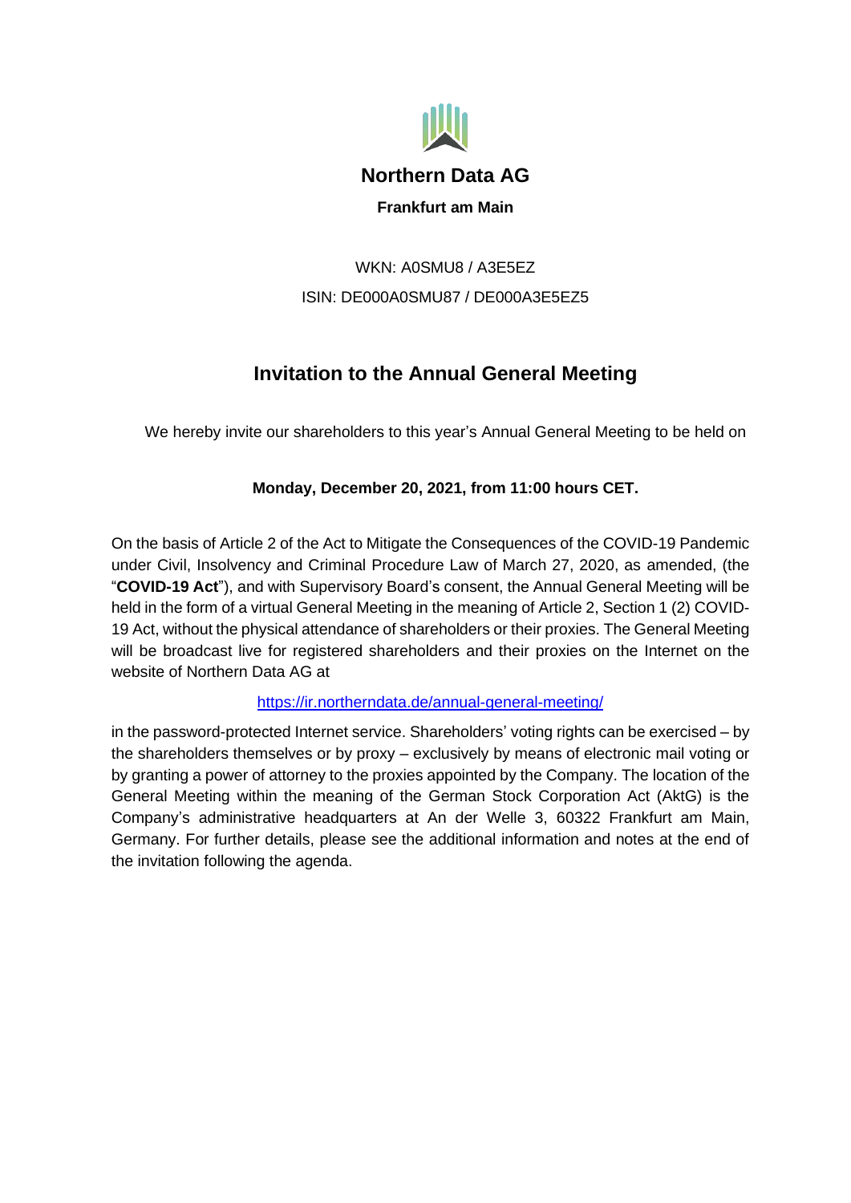# Northern Data AG

**Frankfurt am Main**

WKN: A0SMU8 / A3E5EZ

ISIN: DE000A0SMU87 / DE000A3E5EZ5

## Invitation to the Annual General Meeting

We hereby invite our shareholders to this year's Annual General Meeting to be held on

**Monday, December 20, 2021, from 11:00 hours CET.**

On the basis of Article 2 of the Act to Mitigate the Consequences of the COVID-19 Pandemic under Civil, Insolvency and Criminal Procedure Law of March 27, 2020, as amended, (the "**COVID-19 Act**"), and with Supervisory Board's consent, the Annual General Meeting will be held in the form of a virtual General Meeting in the meaning of Article 2, Section 1 (2) COVID-19 Act, without the physical attendance of shareholders or their proxies. The General Meeting will be broadcast live for registered shareholders and their proxies on the Internet on the website of Northern Data AG at

https://ir.northerndata.de/annual-general-meeting/

in the password-protected Internet service. Shareholders' voting rights can be exercised – by the shareholders themselves or by proxy – exclusively by means of electronic mail voting or by granting a power of attorney to the proxies appointed by the Company. The location of the General Meeting within the meaning of the German Stock Corporation Act (AktG) is the Company's administrative headquarters at An der Welle 3, 60322 Frankfurt am Main, Germany. For further details, please see the additional information and notes at the end of the invitation following the agenda.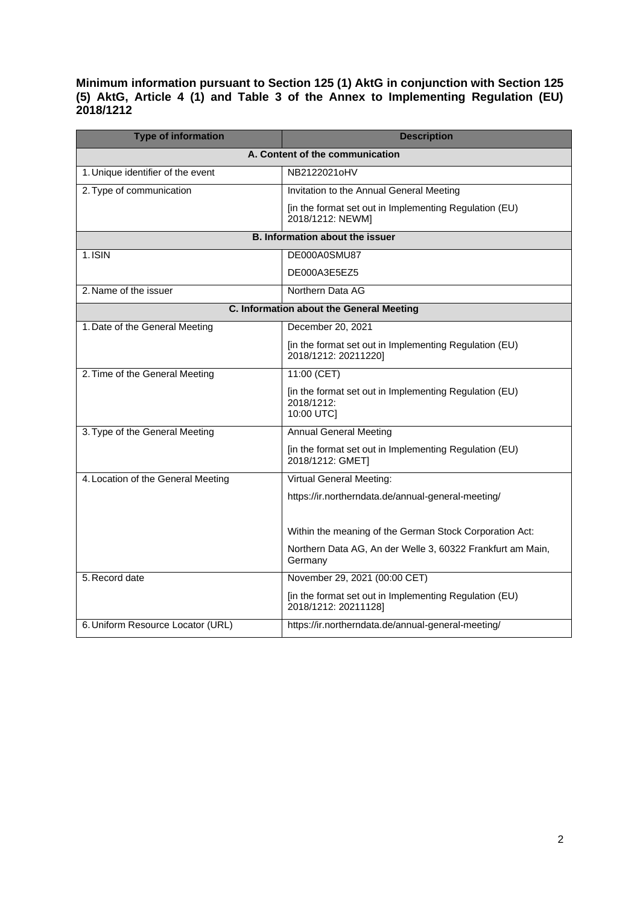**Minimum information pursuant to Section 125 (1) AktG in conjunction with Section 125 (5) AktG, Article 4 (1) and Table 3 of the Annex to Implementing Regulation (EU) 2018/1212**

| Type of information | Description |
|---|---|
| **A. Content of the communication** | |
| 1. Unique identifier of the event | NB2122021oHV |
| 2. Type of communication | Invitation to the Annual General Meeting<br><br>[in the format set out in Implementing Regulation (EU) 2018/1212: NEWM] |
| **B. Information about the issuer** | |
| 1. ISIN | DE000A0SMU87<br><br>DE000A3E5EZ5 |
| 2. Name of the issuer | Northern Data AG |
| **C. Information about the General Meeting** | |
| 1. Date of the General Meeting | December 20, 2021<br><br>[in the format set out in Implementing Regulation (EU) 2018/1212: 20211220] |
| 2. Time of the General Meeting | 11:00 (CET)<br><br>[in the format set out in Implementing Regulation (EU) 2018/1212:<br>10:00 UTC] |
| 3. Type of the General Meeting | Annual General Meeting<br><br>[in the format set out in Implementing Regulation (EU) 2018/1212: GMET] |
| 4. Location of the General Meeting | Virtual General Meeting:<br><br>https://ir.northerndata.de/annual-general-meeting/<br><br>Within the meaning of the German Stock Corporation Act:<br><br>Northern Data AG, An der Welle 3, 60322 Frankfurt am Main, Germany |
| 5. Record date | November 29, 2021 (00:00 CET)<br><br>[in the format set out in Implementing Regulation (EU) 2018/1212: 20211128] |
| 6. Uniform Resource Locator (URL) | https://ir.northerndata.de/annual-general-meeting/ |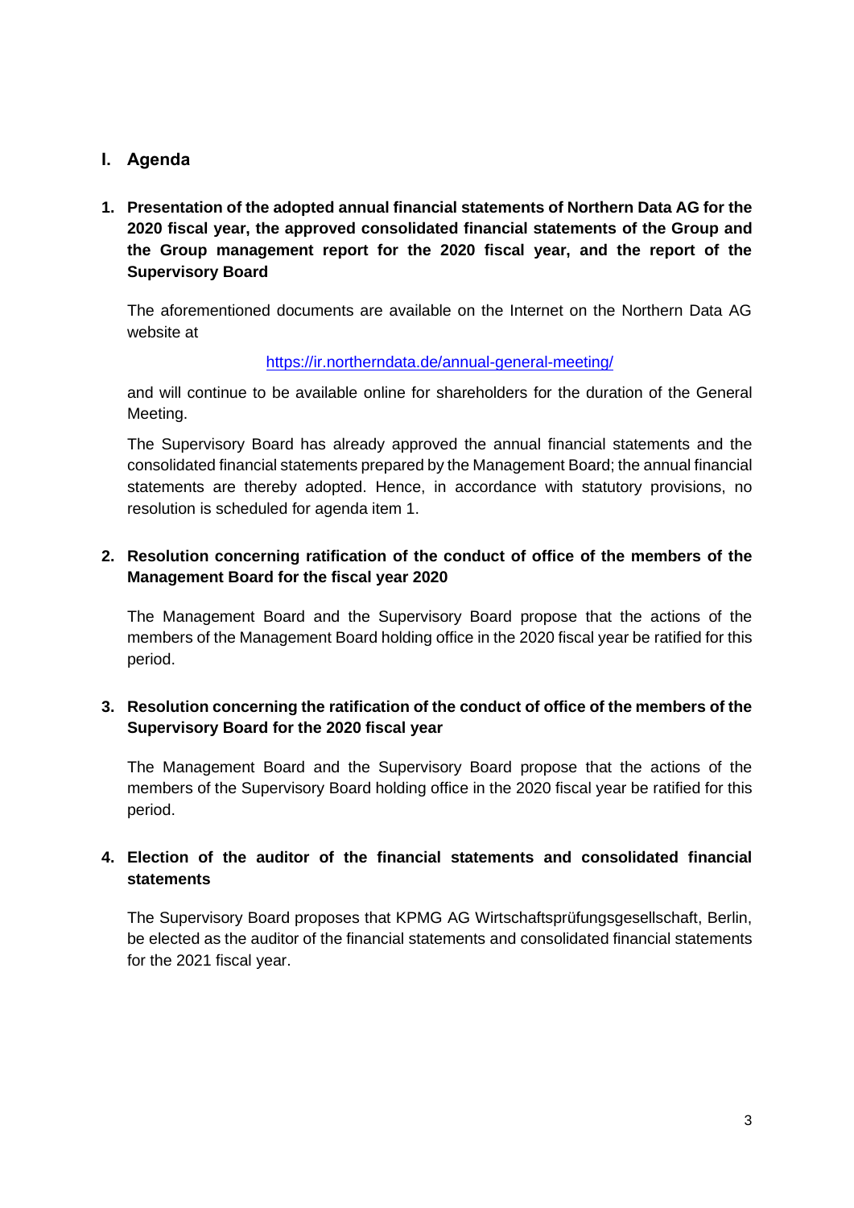## I. Agenda

**1. Presentation of the adopted annual financial statements of Northern Data AG for the 2020 fiscal year, the approved consolidated financial statements of the Group and the Group management report for the 2020 fiscal year, and the report of the Supervisory Board**

The aforementioned documents are available on the Internet on the Northern Data AG website at

https://ir.northerndata.de/annual-general-meeting/

and will continue to be available online for shareholders for the duration of the General Meeting.

The Supervisory Board has already approved the annual financial statements and the consolidated financial statements prepared by the Management Board; the annual financial statements are thereby adopted. Hence, in accordance with statutory provisions, no resolution is scheduled for agenda item 1.

**2. Resolution concerning ratification of the conduct of office of the members of the Management Board for the fiscal year 2020**

The Management Board and the Supervisory Board propose that the actions of the members of the Management Board holding office in the 2020 fiscal year be ratified for this period.

**3. Resolution concerning the ratification of the conduct of office of the members of the Supervisory Board for the 2020 fiscal year**

The Management Board and the Supervisory Board propose that the actions of the members of the Supervisory Board holding office in the 2020 fiscal year be ratified for this period.

**4. Election of the auditor of the financial statements and consolidated financial statements**

The Supervisory Board proposes that KPMG AG Wirtschaftsprüfungsgesellschaft, Berlin, be elected as the auditor of the financial statements and consolidated financial statements for the 2021 fiscal year.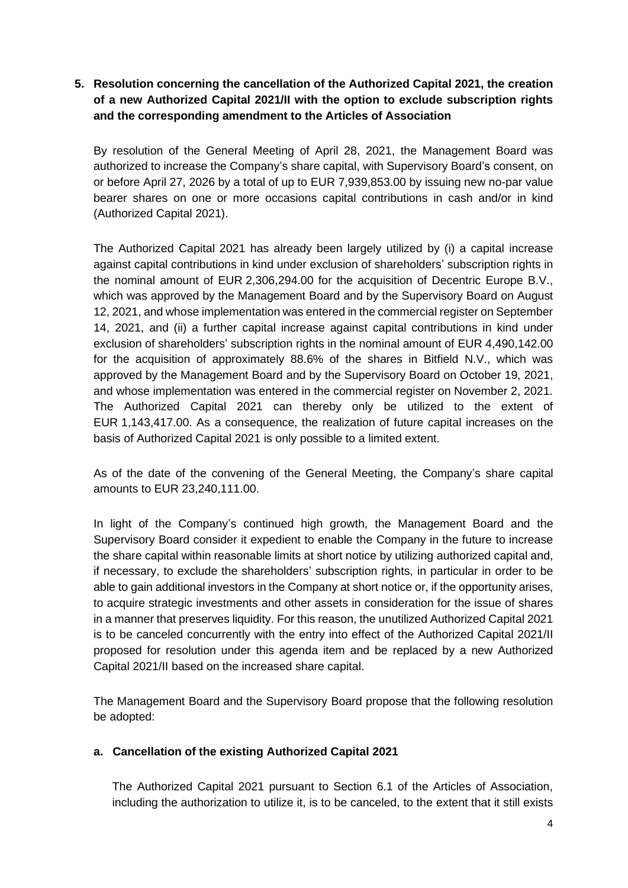## 5. Resolution concerning the cancellation of the Authorized Capital 2021, the creation of a new Authorized Capital 2021/II with the option to exclude subscription rights and the corresponding amendment to the Articles of Association

By resolution of the General Meeting of April 28, 2021, the Management Board was authorized to increase the Company's share capital, with Supervisory Board's consent, on or before April 27, 2026 by a total of up to EUR 7,939,853.00 by issuing new no-par value bearer shares on one or more occasions capital contributions in cash and/or in kind (Authorized Capital 2021).

The Authorized Capital 2021 has already been largely utilized by (i) a capital increase against capital contributions in kind under exclusion of shareholders' subscription rights in the nominal amount of EUR 2,306,294.00 for the acquisition of Decentric Europe B.V., which was approved by the Management Board and by the Supervisory Board on August 12, 2021, and whose implementation was entered in the commercial register on September 14, 2021, and (ii) a further capital increase against capital contributions in kind under exclusion of shareholders' subscription rights in the nominal amount of EUR 4,490,142.00 for the acquisition of approximately 88.6% of the shares in Bitfield N.V., which was approved by the Management Board and by the Supervisory Board on October 19, 2021, and whose implementation was entered in the commercial register on November 2, 2021. The Authorized Capital 2021 can thereby only be utilized to the extent of EUR 1,143,417.00. As a consequence, the realization of future capital increases on the basis of Authorized Capital 2021 is only possible to a limited extent.

As of the date of the convening of the General Meeting, the Company's share capital amounts to EUR 23,240,111.00.

In light of the Company's continued high growth, the Management Board and the Supervisory Board consider it expedient to enable the Company in the future to increase the share capital within reasonable limits at short notice by utilizing authorized capital and, if necessary, to exclude the shareholders' subscription rights, in particular in order to be able to gain additional investors in the Company at short notice or, if the opportunity arises, to acquire strategic investments and other assets in consideration for the issue of shares in a manner that preserves liquidity. For this reason, the unutilized Authorized Capital 2021 is to be canceled concurrently with the entry into effect of the Authorized Capital 2021/II proposed for resolution under this agenda item and be replaced by a new Authorized Capital 2021/II based on the increased share capital.

The Management Board and the Supervisory Board propose that the following resolution be adopted:

### a. Cancellation of the existing Authorized Capital 2021

The Authorized Capital 2021 pursuant to Section 6.1 of the Articles of Association, including the authorization to utilize it, is to be canceled, to the extent that it still exists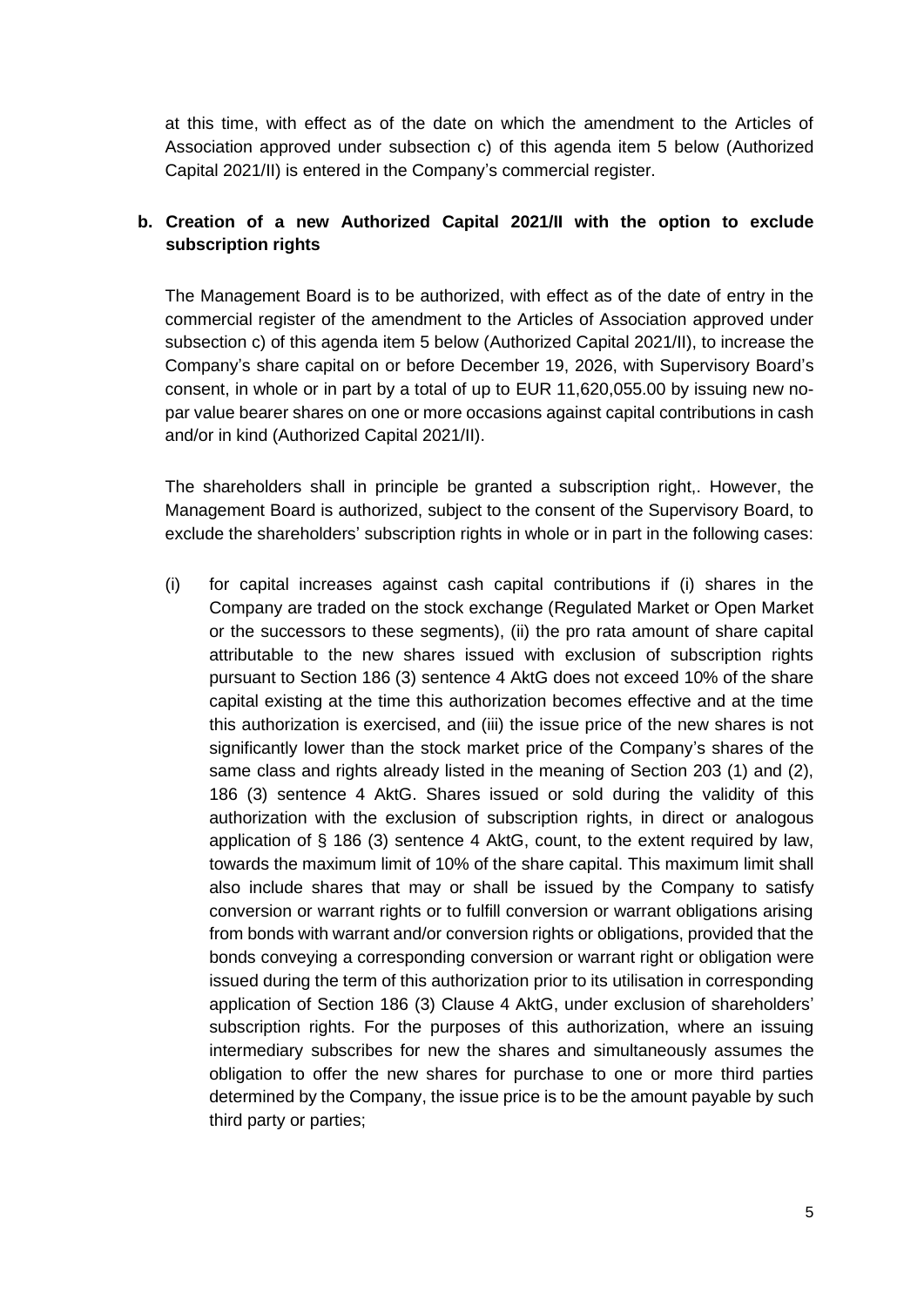at this time, with effect as of the date on which the amendment to the Articles of Association approved under subsection c) of this agenda item 5 below (Authorized Capital 2021/II) is entered in the Company's commercial register.

**b. Creation of a new Authorized Capital 2021/II with the option to exclude subscription rights**

The Management Board is to be authorized, with effect as of the date of entry in the commercial register of the amendment to the Articles of Association approved under subsection c) of this agenda item 5 below (Authorized Capital 2021/II), to increase the Company's share capital on or before December 19, 2026, with Supervisory Board's consent, in whole or in part by a total of up to EUR 11,620,055.00 by issuing new no-par value bearer shares on one or more occasions against capital contributions in cash and/or in kind (Authorized Capital 2021/II).

The shareholders shall in principle be granted a subscription right,. However, the Management Board is authorized, subject to the consent of the Supervisory Board, to exclude the shareholders' subscription rights in whole or in part in the following cases:

(i) for capital increases against cash capital contributions if (i) shares in the Company are traded on the stock exchange (Regulated Market or Open Market or the successors to these segments), (ii) the pro rata amount of share capital attributable to the new shares issued with exclusion of subscription rights pursuant to Section 186 (3) sentence 4 AktG does not exceed 10% of the share capital existing at the time this authorization becomes effective and at the time this authorization is exercised, and (iii) the issue price of the new shares is not significantly lower than the stock market price of the Company's shares of the same class and rights already listed in the meaning of Section 203 (1) and (2), 186 (3) sentence 4 AktG. Shares issued or sold during the validity of this authorization with the exclusion of subscription rights, in direct or analogous application of § 186 (3) sentence 4 AktG, count, to the extent required by law, towards the maximum limit of 10% of the share capital. This maximum limit shall also include shares that may or shall be issued by the Company to satisfy conversion or warrant rights or to fulfill conversion or warrant obligations arising from bonds with warrant and/or conversion rights or obligations, provided that the bonds conveying a corresponding conversion or warrant right or obligation were issued during the term of this authorization prior to its utilisation in corresponding application of Section 186 (3) Clause 4 AktG, under exclusion of shareholders' subscription rights. For the purposes of this authorization, where an issuing intermediary subscribes for new the shares and simultaneously assumes the obligation to offer the new shares for purchase to one or more third parties determined by the Company, the issue price is to be the amount payable by such third party or parties;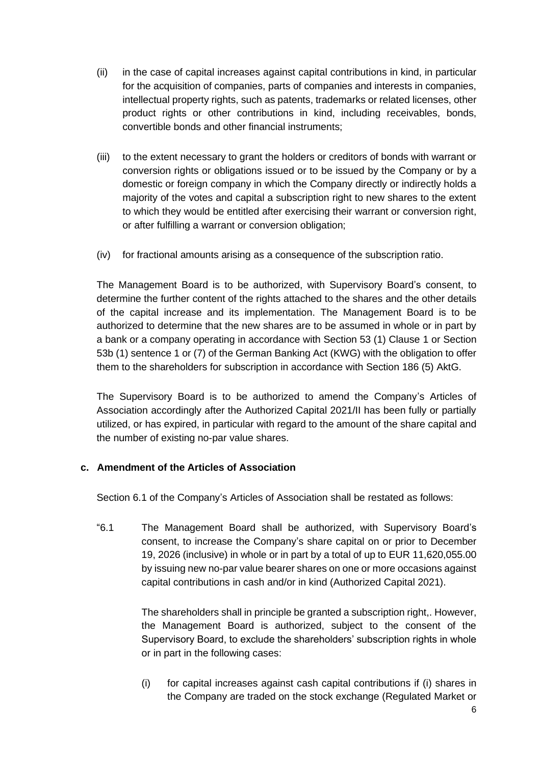(ii) in the case of capital increases against capital contributions in kind, in particular for the acquisition of companies, parts of companies and interests in companies, intellectual property rights, such as patents, trademarks or related licenses, other product rights or other contributions in kind, including receivables, bonds, convertible bonds and other financial instruments;

(iii) to the extent necessary to grant the holders or creditors of bonds with warrant or conversion rights or obligations issued or to be issued by the Company or by a domestic or foreign company in which the Company directly or indirectly holds a majority of the votes and capital a subscription right to new shares to the extent to which they would be entitled after exercising their warrant or conversion right, or after fulfilling a warrant or conversion obligation;

(iv) for fractional amounts arising as a consequence of the subscription ratio.

The Management Board is to be authorized, with Supervisory Board's consent, to determine the further content of the rights attached to the shares and the other details of the capital increase and its implementation. The Management Board is to be authorized to determine that the new shares are to be assumed in whole or in part by a bank or a company operating in accordance with Section 53 (1) Clause 1 or Section 53b (1) sentence 1 or (7) of the German Banking Act (KWG) with the obligation to offer them to the shareholders for subscription in accordance with Section 186 (5) AktG.

The Supervisory Board is to be authorized to amend the Company's Articles of Association accordingly after the Authorized Capital 2021/II has been fully or partially utilized, or has expired, in particular with regard to the amount of the share capital and the number of existing no-par value shares.

**c. Amendment of the Articles of Association**

Section 6.1 of the Company's Articles of Association shall be restated as follows:

"6.1 The Management Board shall be authorized, with Supervisory Board's consent, to increase the Company's share capital on or prior to December 19, 2026 (inclusive) in whole or in part by a total of up to EUR 11,620,055.00 by issuing new no-par value bearer shares on one or more occasions against capital contributions in cash and/or in kind (Authorized Capital 2021).

The shareholders shall in principle be granted a subscription right,. However, the Management Board is authorized, subject to the consent of the Supervisory Board, to exclude the shareholders' subscription rights in whole or in part in the following cases:

(i) for capital increases against cash capital contributions if (i) shares in the Company are traded on the stock exchange (Regulated Market or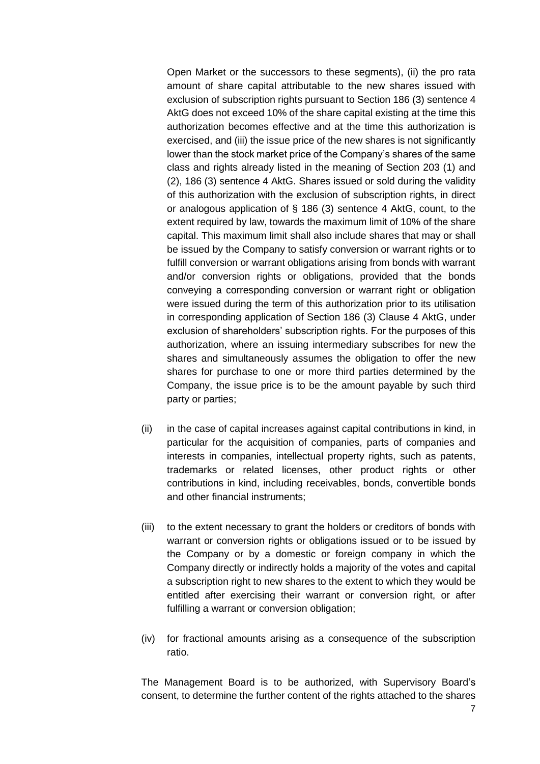Open Market or the successors to these segments), (ii) the pro rata amount of share capital attributable to the new shares issued with exclusion of subscription rights pursuant to Section 186 (3) sentence 4 AktG does not exceed 10% of the share capital existing at the time this authorization becomes effective and at the time this authorization is exercised, and (iii) the issue price of the new shares is not significantly lower than the stock market price of the Company's shares of the same class and rights already listed in the meaning of Section 203 (1) and (2), 186 (3) sentence 4 AktG. Shares issued or sold during the validity of this authorization with the exclusion of subscription rights, in direct or analogous application of § 186 (3) sentence 4 AktG, count, to the extent required by law, towards the maximum limit of 10% of the share capital. This maximum limit shall also include shares that may or shall be issued by the Company to satisfy conversion or warrant rights or to fulfill conversion or warrant obligations arising from bonds with warrant and/or conversion rights or obligations, provided that the bonds conveying a corresponding conversion or warrant right or obligation were issued during the term of this authorization prior to its utilisation in corresponding application of Section 186 (3) Clause 4 AktG, under exclusion of shareholders' subscription rights. For the purposes of this authorization, where an issuing intermediary subscribes for new the shares and simultaneously assumes the obligation to offer the new shares for purchase to one or more third parties determined by the Company, the issue price is to be the amount payable by such third party or parties;

(ii) in the case of capital increases against capital contributions in kind, in particular for the acquisition of companies, parts of companies and interests in companies, intellectual property rights, such as patents, trademarks or related licenses, other product rights or other contributions in kind, including receivables, bonds, convertible bonds and other financial instruments;

(iii) to the extent necessary to grant the holders or creditors of bonds with warrant or conversion rights or obligations issued or to be issued by the Company or by a domestic or foreign company in which the Company directly or indirectly holds a majority of the votes and capital a subscription right to new shares to the extent to which they would be entitled after exercising their warrant or conversion right, or after fulfilling a warrant or conversion obligation;

(iv) for fractional amounts arising as a consequence of the subscription ratio.

The Management Board is to be authorized, with Supervisory Board's consent, to determine the further content of the rights attached to the shares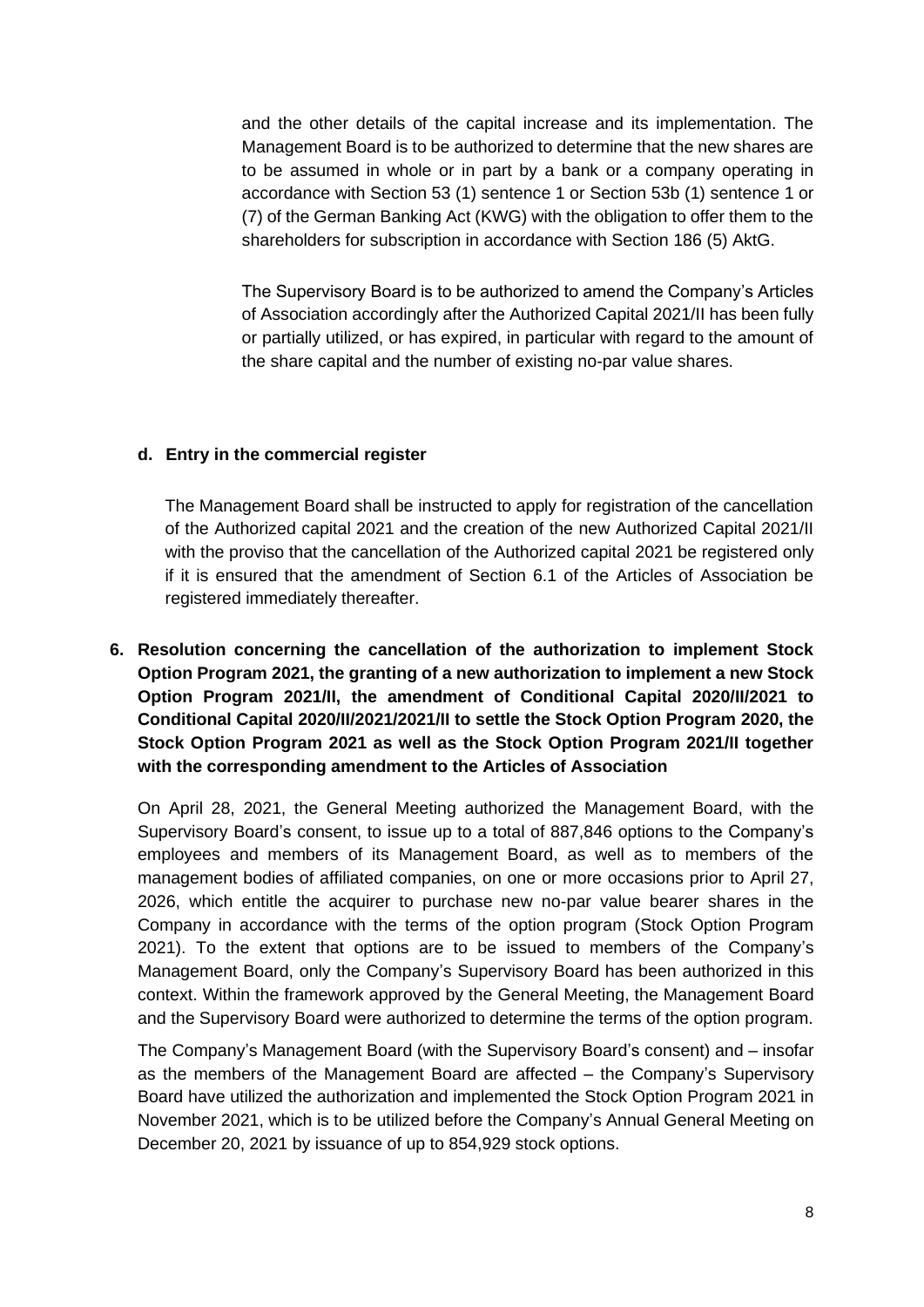and the other details of the capital increase and its implementation. The Management Board is to be authorized to determine that the new shares are to be assumed in whole or in part by a bank or a company operating in accordance with Section 53 (1) sentence 1 or Section 53b (1) sentence 1 or (7) of the German Banking Act (KWG) with the obligation to offer them to the shareholders for subscription in accordance with Section 186 (5) AktG.

The Supervisory Board is to be authorized to amend the Company's Articles of Association accordingly after the Authorized Capital 2021/II has been fully or partially utilized, or has expired, in particular with regard to the amount of the share capital and the number of existing no-par value shares.

**d. Entry in the commercial register**

The Management Board shall be instructed to apply for registration of the cancellation of the Authorized capital 2021 and the creation of the new Authorized Capital 2021/II with the proviso that the cancellation of the Authorized capital 2021 be registered only if it is ensured that the amendment of Section 6.1 of the Articles of Association be registered immediately thereafter.

**6. Resolution concerning the cancellation of the authorization to implement Stock Option Program 2021, the granting of a new authorization to implement a new Stock Option Program 2021/II, the amendment of Conditional Capital 2020/II/2021 to Conditional Capital 2020/II/2021/2021/II to settle the Stock Option Program 2020, the Stock Option Program 2021 as well as the Stock Option Program 2021/II together with the corresponding amendment to the Articles of Association**

On April 28, 2021, the General Meeting authorized the Management Board, with the Supervisory Board's consent, to issue up to a total of 887,846 options to the Company's employees and members of its Management Board, as well as to members of the management bodies of affiliated companies, on one or more occasions prior to April 27, 2026, which entitle the acquirer to purchase new no-par value bearer shares in the Company in accordance with the terms of the option program (Stock Option Program 2021). To the extent that options are to be issued to members of the Company's Management Board, only the Company's Supervisory Board has been authorized in this context. Within the framework approved by the General Meeting, the Management Board and the Supervisory Board were authorized to determine the terms of the option program.

The Company's Management Board (with the Supervisory Board's consent) and – insofar as the members of the Management Board are affected – the Company's Supervisory Board have utilized the authorization and implemented the Stock Option Program 2021 in November 2021, which is to be utilized before the Company's Annual General Meeting on December 20, 2021 by issuance of up to 854,929 stock options.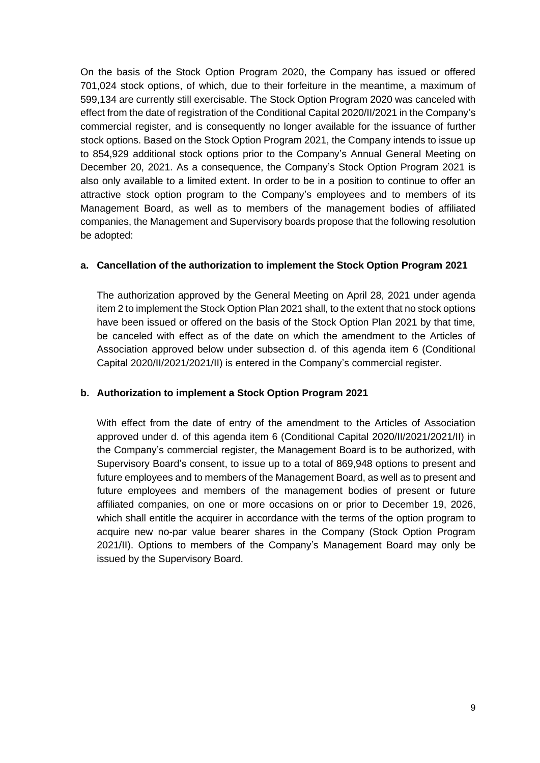On the basis of the Stock Option Program 2020, the Company has issued or offered 701,024 stock options, of which, due to their forfeiture in the meantime, a maximum of 599,134 are currently still exercisable. The Stock Option Program 2020 was canceled with effect from the date of registration of the Conditional Capital 2020/II/2021 in the Company's commercial register, and is consequently no longer available for the issuance of further stock options. Based on the Stock Option Program 2021, the Company intends to issue up to 854,929 additional stock options prior to the Company's Annual General Meeting on December 20, 2021. As a consequence, the Company's Stock Option Program 2021 is also only available to a limited extent. In order to be in a position to continue to offer an attractive stock option program to the Company's employees and to members of its Management Board, as well as to members of the management bodies of affiliated companies, the Management and Supervisory boards propose that the following resolution be adopted:

**a. Cancellation of the authorization to implement the Stock Option Program 2021**

The authorization approved by the General Meeting on April 28, 2021 under agenda item 2 to implement the Stock Option Plan 2021 shall, to the extent that no stock options have been issued or offered on the basis of the Stock Option Plan 2021 by that time, be canceled with effect as of the date on which the amendment to the Articles of Association approved below under subsection d. of this agenda item 6 (Conditional Capital 2020/II/2021/2021/II) is entered in the Company's commercial register.

**b. Authorization to implement a Stock Option Program 2021**

With effect from the date of entry of the amendment to the Articles of Association approved under d. of this agenda item 6 (Conditional Capital 2020/II/2021/2021/II) in the Company's commercial register, the Management Board is to be authorized, with Supervisory Board's consent, to issue up to a total of 869,948 options to present and future employees and to members of the Management Board, as well as to present and future employees and members of the management bodies of present or future affiliated companies, on one or more occasions on or prior to December 19, 2026, which shall entitle the acquirer in accordance with the terms of the option program to acquire new no-par value bearer shares in the Company (Stock Option Program 2021/II). Options to members of the Company's Management Board may only be issued by the Supervisory Board.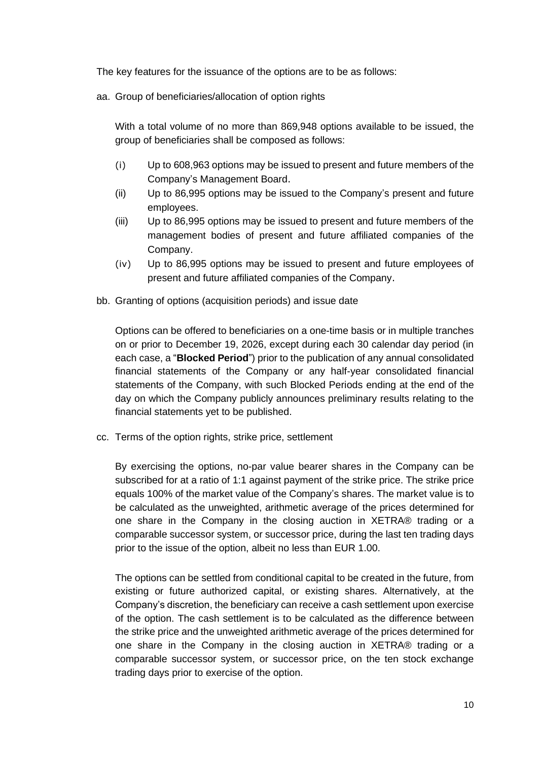The key features for the issuance of the options are to be as follows:

aa. Group of beneficiaries/allocation of option rights

With a total volume of no more than 869,948 options available to be issued, the group of beneficiaries shall be composed as follows:

(i) Up to 608,963 options may be issued to present and future members of the Company's Management Board.

(ii) Up to 86,995 options may be issued to the Company's present and future employees.

(iii) Up to 86,995 options may be issued to present and future members of the management bodies of present and future affiliated companies of the Company.

(iv) Up to 86,995 options may be issued to present and future employees of present and future affiliated companies of the Company.

bb. Granting of options (acquisition periods) and issue date

Options can be offered to beneficiaries on a one-time basis or in multiple tranches on or prior to December 19, 2026, except during each 30 calendar day period (in each case, a "**Blocked Period**") prior to the publication of any annual consolidated financial statements of the Company or any half-year consolidated financial statements of the Company, with such Blocked Periods ending at the end of the day on which the Company publicly announces preliminary results relating to the financial statements yet to be published.

cc. Terms of the option rights, strike price, settlement

By exercising the options, no-par value bearer shares in the Company can be subscribed for at a ratio of 1:1 against payment of the strike price. The strike price equals 100% of the market value of the Company's shares. The market value is to be calculated as the unweighted, arithmetic average of the prices determined for one share in the Company in the closing auction in XETRA® trading or a comparable successor system, or successor price, during the last ten trading days prior to the issue of the option, albeit no less than EUR 1.00.

The options can be settled from conditional capital to be created in the future, from existing or future authorized capital, or existing shares. Alternatively, at the Company's discretion, the beneficiary can receive a cash settlement upon exercise of the option. The cash settlement is to be calculated as the difference between the strike price and the unweighted arithmetic average of the prices determined for one share in the Company in the closing auction in XETRA® trading or a comparable successor system, or successor price, on the ten stock exchange trading days prior to exercise of the option.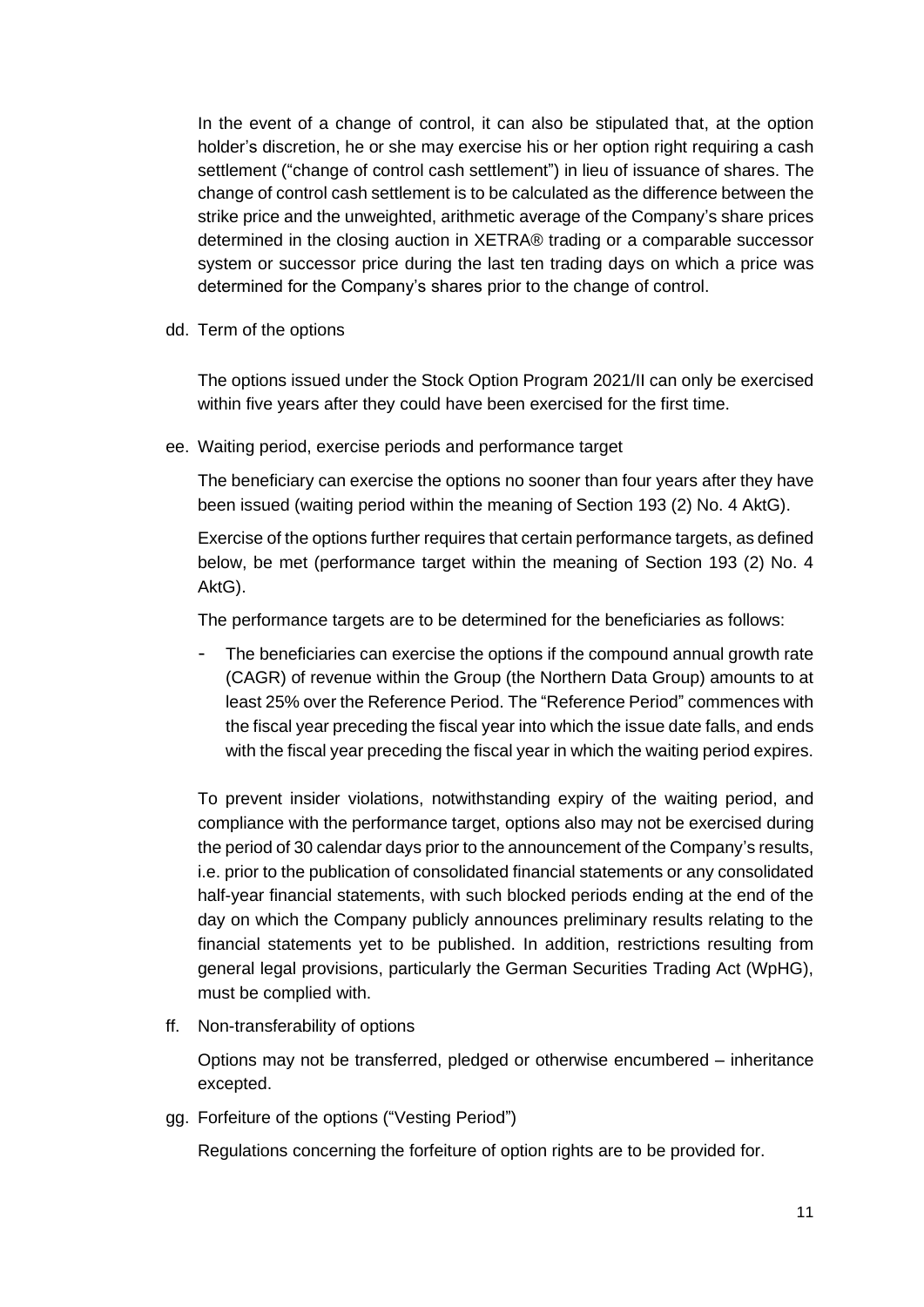In the event of a change of control, it can also be stipulated that, at the option holder's discretion, he or she may exercise his or her option right requiring a cash settlement ("change of control cash settlement") in lieu of issuance of shares. The change of control cash settlement is to be calculated as the difference between the strike price and the unweighted, arithmetic average of the Company's share prices determined in the closing auction in XETRA® trading or a comparable successor system or successor price during the last ten trading days on which a price was determined for the Company's shares prior to the change of control.

dd. Term of the options

The options issued under the Stock Option Program 2021/II can only be exercised within five years after they could have been exercised for the first time.

ee. Waiting period, exercise periods and performance target

The beneficiary can exercise the options no sooner than four years after they have been issued (waiting period within the meaning of Section 193 (2) No. 4 AktG).

Exercise of the options further requires that certain performance targets, as defined below, be met (performance target within the meaning of Section 193 (2) No. 4 AktG).

The performance targets are to be determined for the beneficiaries as follows:

- The beneficiaries can exercise the options if the compound annual growth rate (CAGR) of revenue within the Group (the Northern Data Group) amounts to at least 25% over the Reference Period. The "Reference Period" commences with the fiscal year preceding the fiscal year into which the issue date falls, and ends with the fiscal year preceding the fiscal year in which the waiting period expires.

To prevent insider violations, notwithstanding expiry of the waiting period, and compliance with the performance target, options also may not be exercised during the period of 30 calendar days prior to the announcement of the Company's results, i.e. prior to the publication of consolidated financial statements or any consolidated half-year financial statements, with such blocked periods ending at the end of the day on which the Company publicly announces preliminary results relating to the financial statements yet to be published. In addition, restrictions resulting from general legal provisions, particularly the German Securities Trading Act (WpHG), must be complied with.

ff. Non-transferability of options

Options may not be transferred, pledged or otherwise encumbered – inheritance excepted.

gg. Forfeiture of the options ("Vesting Period")

Regulations concerning the forfeiture of option rights are to be provided for.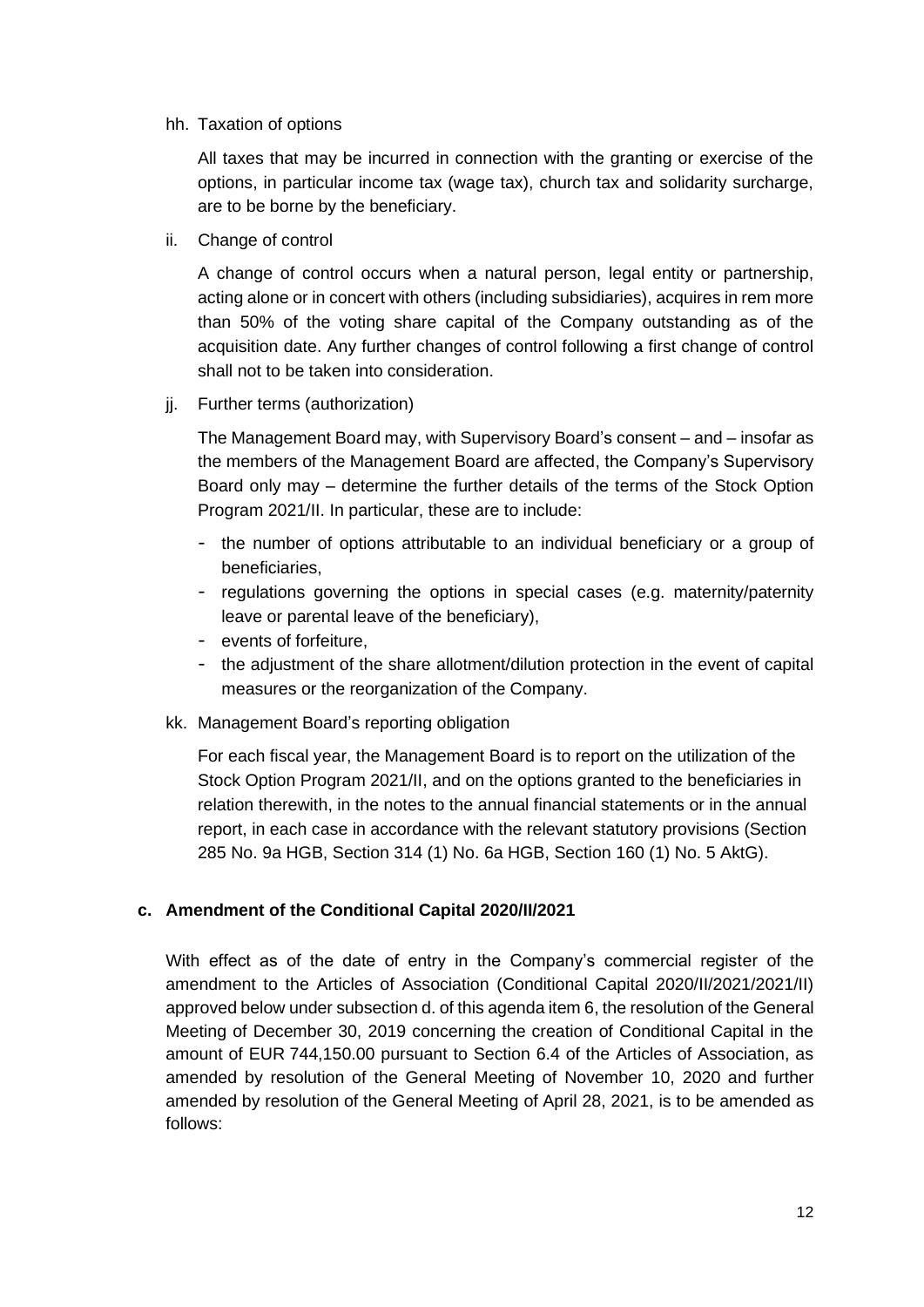hh. Taxation of options

All taxes that may be incurred in connection with the granting or exercise of the options, in particular income tax (wage tax), church tax and solidarity surcharge, are to be borne by the beneficiary.

ii. Change of control

A change of control occurs when a natural person, legal entity or partnership, acting alone or in concert with others (including subsidiaries), acquires in rem more than 50% of the voting share capital of the Company outstanding as of the acquisition date. Any further changes of control following a first change of control shall not to be taken into consideration.

jj. Further terms (authorization)

The Management Board may, with Supervisory Board's consent – and – insofar as the members of the Management Board are affected, the Company's Supervisory Board only may – determine the further details of the terms of the Stock Option Program 2021/II. In particular, these are to include:

- the number of options attributable to an individual beneficiary or a group of beneficiaries,
- regulations governing the options in special cases (e.g. maternity/paternity leave or parental leave of the beneficiary),
- events of forfeiture,
- the adjustment of the share allotment/dilution protection in the event of capital measures or the reorganization of the Company.

kk. Management Board's reporting obligation

For each fiscal year, the Management Board is to report on the utilization of the Stock Option Program 2021/II, and on the options granted to the beneficiaries in relation therewith, in the notes to the annual financial statements or in the annual report, in each case in accordance with the relevant statutory provisions (Section 285 No. 9a HGB, Section 314 (1) No. 6a HGB, Section 160 (1) No. 5 AktG).

### c. Amendment of the Conditional Capital 2020/II/2021

With effect as of the date of entry in the Company's commercial register of the amendment to the Articles of Association (Conditional Capital 2020/II/2021/2021/II) approved below under subsection d. of this agenda item 6, the resolution of the General Meeting of December 30, 2019 concerning the creation of Conditional Capital in the amount of EUR 744,150.00 pursuant to Section 6.4 of the Articles of Association, as amended by resolution of the General Meeting of November 10, 2020 and further amended by resolution of the General Meeting of April 28, 2021, is to be amended as follows: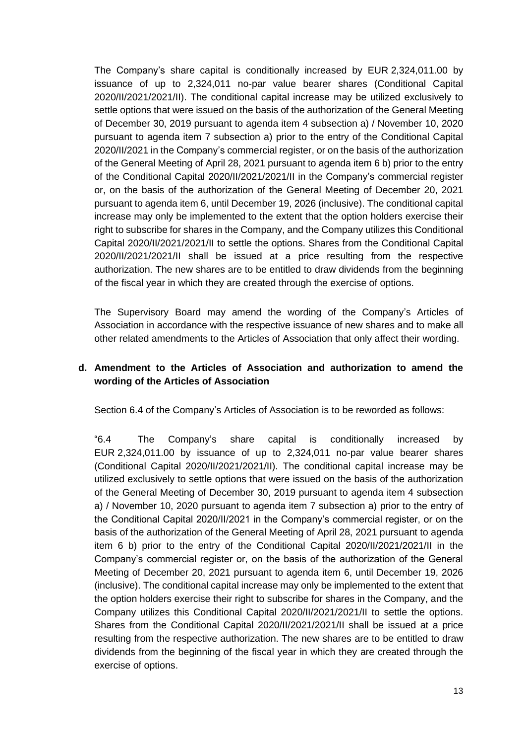The Company's share capital is conditionally increased by EUR 2,324,011.00 by issuance of up to 2,324,011 no-par value bearer shares (Conditional Capital 2020/II/2021/2021/II). The conditional capital increase may be utilized exclusively to settle options that were issued on the basis of the authorization of the General Meeting of December 30, 2019 pursuant to agenda item 4 subsection a) / November 10, 2020 pursuant to agenda item 7 subsection a) prior to the entry of the Conditional Capital 2020/II/2021 in the Company's commercial register, or on the basis of the authorization of the General Meeting of April 28, 2021 pursuant to agenda item 6 b) prior to the entry of the Conditional Capital 2020/II/2021/2021/II in the Company's commercial register or, on the basis of the authorization of the General Meeting of December 20, 2021 pursuant to agenda item 6, until December 19, 2026 (inclusive). The conditional capital increase may only be implemented to the extent that the option holders exercise their right to subscribe for shares in the Company, and the Company utilizes this Conditional Capital 2020/II/2021/2021/II to settle the options. Shares from the Conditional Capital 2020/II/2021/2021/II shall be issued at a price resulting from the respective authorization. The new shares are to be entitled to draw dividends from the beginning of the fiscal year in which they are created through the exercise of options.

The Supervisory Board may amend the wording of the Company's Articles of Association in accordance with the respective issuance of new shares and to make all other related amendments to the Articles of Association that only affect their wording.

**d. Amendment to the Articles of Association and authorization to amend the wording of the Articles of Association**

Section 6.4 of the Company's Articles of Association is to be reworded as follows:

"6.4 The Company's share capital is conditionally increased by EUR 2,324,011.00 by issuance of up to 2,324,011 no-par value bearer shares (Conditional Capital 2020/II/2021/2021/II). The conditional capital increase may be utilized exclusively to settle options that were issued on the basis of the authorization of the General Meeting of December 30, 2019 pursuant to agenda item 4 subsection a) / November 10, 2020 pursuant to agenda item 7 subsection a) prior to the entry of the Conditional Capital 2020/II/2021 in the Company's commercial register, or on the basis of the authorization of the General Meeting of April 28, 2021 pursuant to agenda item 6 b) prior to the entry of the Conditional Capital 2020/II/2021/2021/II in the Company's commercial register or, on the basis of the authorization of the General Meeting of December 20, 2021 pursuant to agenda item 6, until December 19, 2026 (inclusive). The conditional capital increase may only be implemented to the extent that the option holders exercise their right to subscribe for shares in the Company, and the Company utilizes this Conditional Capital 2020/II/2021/2021/II to settle the options. Shares from the Conditional Capital 2020/II/2021/2021/II shall be issued at a price resulting from the respective authorization. The new shares are to be entitled to draw dividends from the beginning of the fiscal year in which they are created through the exercise of options.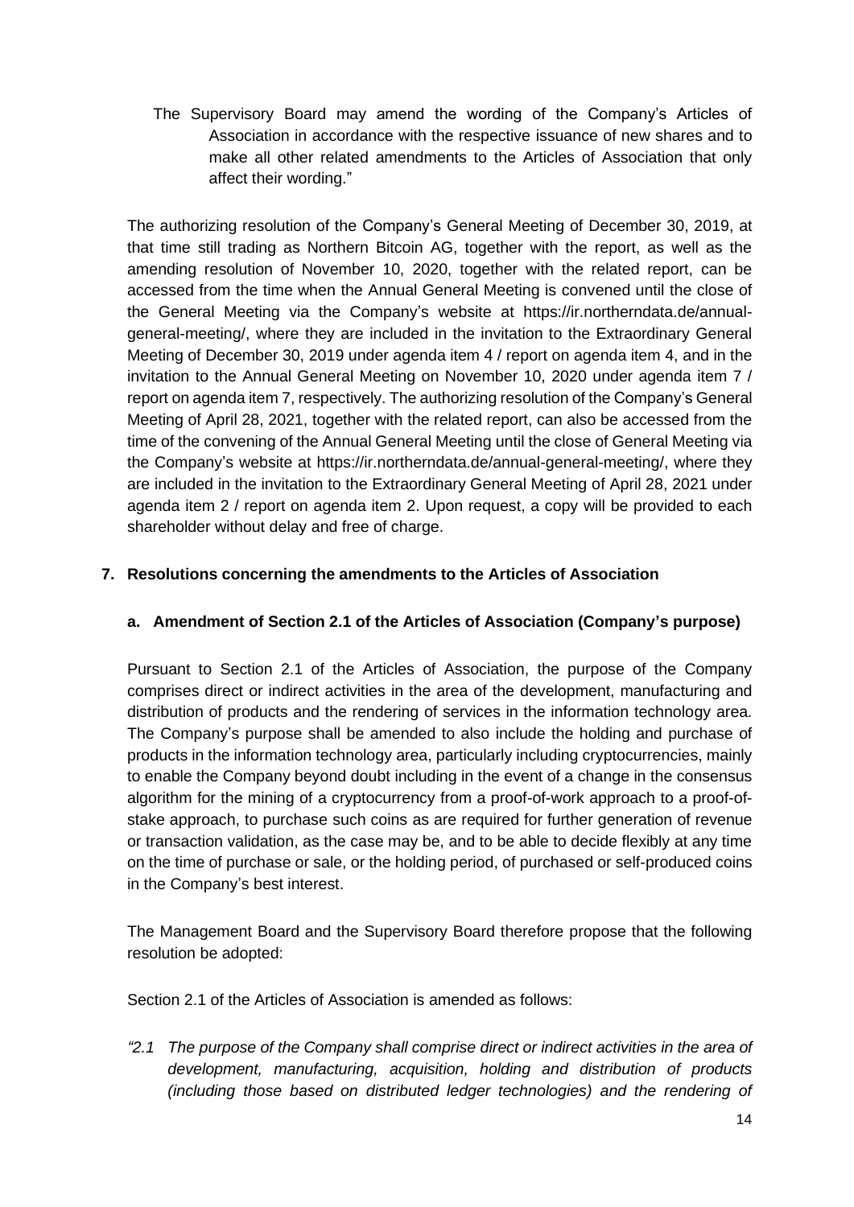The Supervisory Board may amend the wording of the Company's Articles of Association in accordance with the respective issuance of new shares and to make all other related amendments to the Articles of Association that only affect their wording."

The authorizing resolution of the Company's General Meeting of December 30, 2019, at that time still trading as Northern Bitcoin AG, together with the report, as well as the amending resolution of November 10, 2020, together with the related report, can be accessed from the time when the Annual General Meeting is convened until the close of the General Meeting via the Company's website at https://ir.northerndata.de/annual-general-meeting/, where they are included in the invitation to the Extraordinary General Meeting of December 30, 2019 under agenda item 4 / report on agenda item 4, and in the invitation to the Annual General Meeting on November 10, 2020 under agenda item 7 / report on agenda item 7, respectively. The authorizing resolution of the Company's General Meeting of April 28, 2021, together with the related report, can also be accessed from the time of the convening of the Annual General Meeting until the close of General Meeting via the Company's website at https://ir.northerndata.de/annual-general-meeting/, where they are included in the invitation to the Extraordinary General Meeting of April 28, 2021 under agenda item 2 / report on agenda item 2. Upon request, a copy will be provided to each shareholder without delay and free of charge.

## 7. Resolutions concerning the amendments to the Articles of Association

### a. Amendment of Section 2.1 of the Articles of Association (Company's purpose)

Pursuant to Section 2.1 of the Articles of Association, the purpose of the Company comprises direct or indirect activities in the area of the development, manufacturing and distribution of products and the rendering of services in the information technology area. The Company's purpose shall be amended to also include the holding and purchase of products in the information technology area, particularly including cryptocurrencies, mainly to enable the Company beyond doubt including in the event of a change in the consensus algorithm for the mining of a cryptocurrency from a proof-of-work approach to a proof-of-stake approach, to purchase such coins as are required for further generation of revenue or transaction validation, as the case may be, and to be able to decide flexibly at any time on the time of purchase or sale, or the holding period, of purchased or self-produced coins in the Company's best interest.

The Management Board and the Supervisory Board therefore propose that the following resolution be adopted:

Section 2.1 of the Articles of Association is amended as follows:

*"2.1 The purpose of the Company shall comprise direct or indirect activities in the area of development, manufacturing, acquisition, holding and distribution of products (including those based on distributed ledger technologies) and the rendering of*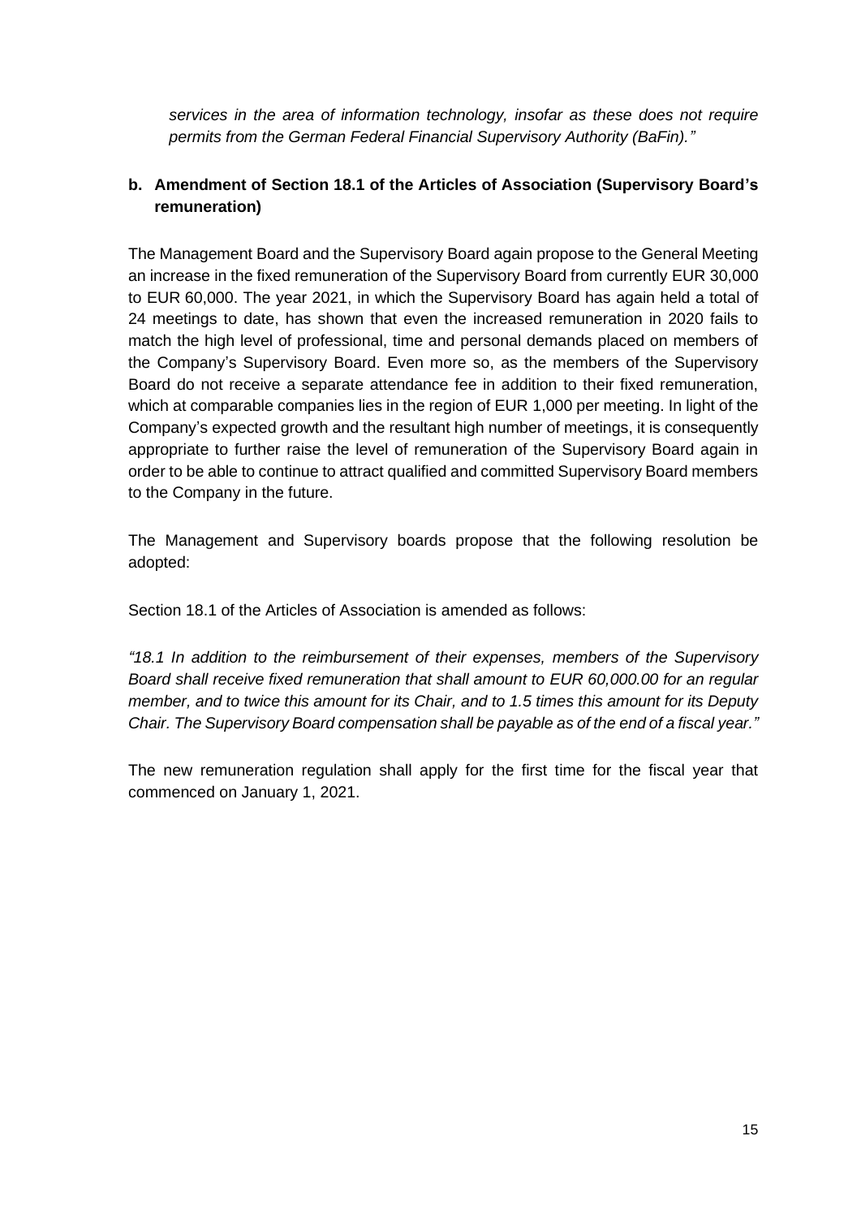*services in the area of information technology, insofar as these does not require permits from the German Federal Financial Supervisory Authority (BaFin)."*

**b. Amendment of Section 18.1 of the Articles of Association (Supervisory Board's remuneration)**

The Management Board and the Supervisory Board again propose to the General Meeting an increase in the fixed remuneration of the Supervisory Board from currently EUR 30,000 to EUR 60,000. The year 2021, in which the Supervisory Board has again held a total of 24 meetings to date, has shown that even the increased remuneration in 2020 fails to match the high level of professional, time and personal demands placed on members of the Company's Supervisory Board. Even more so, as the members of the Supervisory Board do not receive a separate attendance fee in addition to their fixed remuneration, which at comparable companies lies in the region of EUR 1,000 per meeting. In light of the Company's expected growth and the resultant high number of meetings, it is consequently appropriate to further raise the level of remuneration of the Supervisory Board again in order to be able to continue to attract qualified and committed Supervisory Board members to the Company in the future.

The Management and Supervisory boards propose that the following resolution be adopted:

Section 18.1 of the Articles of Association is amended as follows:

*"18.1 In addition to the reimbursement of their expenses, members of the Supervisory Board shall receive fixed remuneration that shall amount to EUR 60,000.00 for an regular member, and to twice this amount for its Chair, and to 1.5 times this amount for its Deputy Chair. The Supervisory Board compensation shall be payable as of the end of a fiscal year."*

The new remuneration regulation shall apply for the first time for the fiscal year that commenced on January 1, 2021.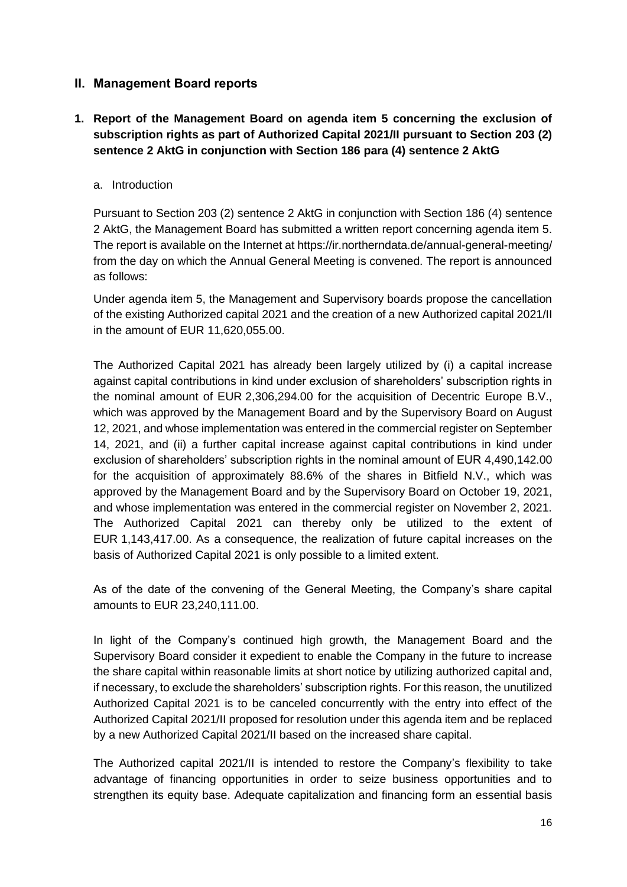## II. Management Board reports

### 1. Report of the Management Board on agenda item 5 concerning the exclusion of subscription rights as part of Authorized Capital 2021/II pursuant to Section 203 (2) sentence 2 AktG in conjunction with Section 186 para (4) sentence 2 AktG

a. Introduction

Pursuant to Section 203 (2) sentence 2 AktG in conjunction with Section 186 (4) sentence 2 AktG, the Management Board has submitted a written report concerning agenda item 5. The report is available on the Internet at https://ir.northerndata.de/annual-general-meeting/ from the day on which the Annual General Meeting is convened. The report is announced as follows:

Under agenda item 5, the Management and Supervisory boards propose the cancellation of the existing Authorized capital 2021 and the creation of a new Authorized capital 2021/II in the amount of EUR 11,620,055.00.

The Authorized Capital 2021 has already been largely utilized by (i) a capital increase against capital contributions in kind under exclusion of shareholders' subscription rights in the nominal amount of EUR 2,306,294.00 for the acquisition of Decentric Europe B.V., which was approved by the Management Board and by the Supervisory Board on August 12, 2021, and whose implementation was entered in the commercial register on September 14, 2021, and (ii) a further capital increase against capital contributions in kind under exclusion of shareholders' subscription rights in the nominal amount of EUR 4,490,142.00 for the acquisition of approximately 88.6% of the shares in Bitfield N.V., which was approved by the Management Board and by the Supervisory Board on October 19, 2021, and whose implementation was entered in the commercial register on November 2, 2021. The Authorized Capital 2021 can thereby only be utilized to the extent of EUR 1,143,417.00. As a consequence, the realization of future capital increases on the basis of Authorized Capital 2021 is only possible to a limited extent.

As of the date of the convening of the General Meeting, the Company's share capital amounts to EUR 23,240,111.00.

In light of the Company's continued high growth, the Management Board and the Supervisory Board consider it expedient to enable the Company in the future to increase the share capital within reasonable limits at short notice by utilizing authorized capital and, if necessary, to exclude the shareholders' subscription rights. For this reason, the unutilized Authorized Capital 2021 is to be canceled concurrently with the entry into effect of the Authorized Capital 2021/II proposed for resolution under this agenda item and be replaced by a new Authorized Capital 2021/II based on the increased share capital.

The Authorized capital 2021/II is intended to restore the Company's flexibility to take advantage of financing opportunities in order to seize business opportunities and to strengthen its equity base. Adequate capitalization and financing form an essential basis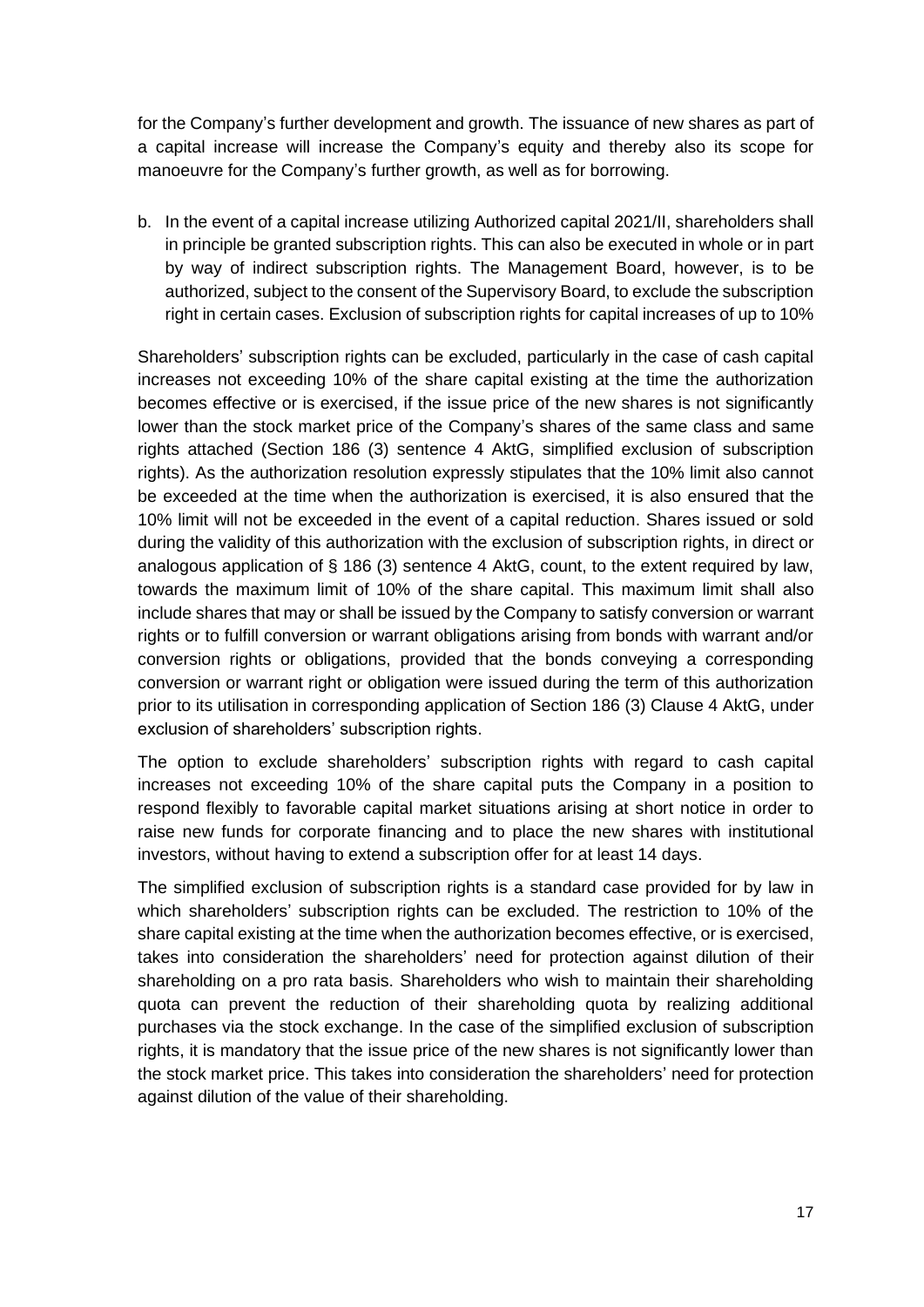for the Company's further development and growth. The issuance of new shares as part of a capital increase will increase the Company's equity and thereby also its scope for manoeuvre for the Company's further growth, as well as for borrowing.

b. In the event of a capital increase utilizing Authorized capital 2021/II, shareholders shall in principle be granted subscription rights. This can also be executed in whole or in part by way of indirect subscription rights. The Management Board, however, is to be authorized, subject to the consent of the Supervisory Board, to exclude the subscription right in certain cases. Exclusion of subscription rights for capital increases of up to 10%

Shareholders' subscription rights can be excluded, particularly in the case of cash capital increases not exceeding 10% of the share capital existing at the time the authorization becomes effective or is exercised, if the issue price of the new shares is not significantly lower than the stock market price of the Company's shares of the same class and same rights attached (Section 186 (3) sentence 4 AktG, simplified exclusion of subscription rights). As the authorization resolution expressly stipulates that the 10% limit also cannot be exceeded at the time when the authorization is exercised, it is also ensured that the 10% limit will not be exceeded in the event of a capital reduction. Shares issued or sold during the validity of this authorization with the exclusion of subscription rights, in direct or analogous application of § 186 (3) sentence 4 AktG, count, to the extent required by law, towards the maximum limit of 10% of the share capital. This maximum limit shall also include shares that may or shall be issued by the Company to satisfy conversion or warrant rights or to fulfill conversion or warrant obligations arising from bonds with warrant and/or conversion rights or obligations, provided that the bonds conveying a corresponding conversion or warrant right or obligation were issued during the term of this authorization prior to its utilisation in corresponding application of Section 186 (3) Clause 4 AktG, under exclusion of shareholders' subscription rights.

The option to exclude shareholders' subscription rights with regard to cash capital increases not exceeding 10% of the share capital puts the Company in a position to respond flexibly to favorable capital market situations arising at short notice in order to raise new funds for corporate financing and to place the new shares with institutional investors, without having to extend a subscription offer for at least 14 days.

The simplified exclusion of subscription rights is a standard case provided for by law in which shareholders' subscription rights can be excluded. The restriction to 10% of the share capital existing at the time when the authorization becomes effective, or is exercised, takes into consideration the shareholders' need for protection against dilution of their shareholding on a pro rata basis. Shareholders who wish to maintain their shareholding quota can prevent the reduction of their shareholding quota by realizing additional purchases via the stock exchange. In the case of the simplified exclusion of subscription rights, it is mandatory that the issue price of the new shares is not significantly lower than the stock market price. This takes into consideration the shareholders' need for protection against dilution of the value of their shareholding.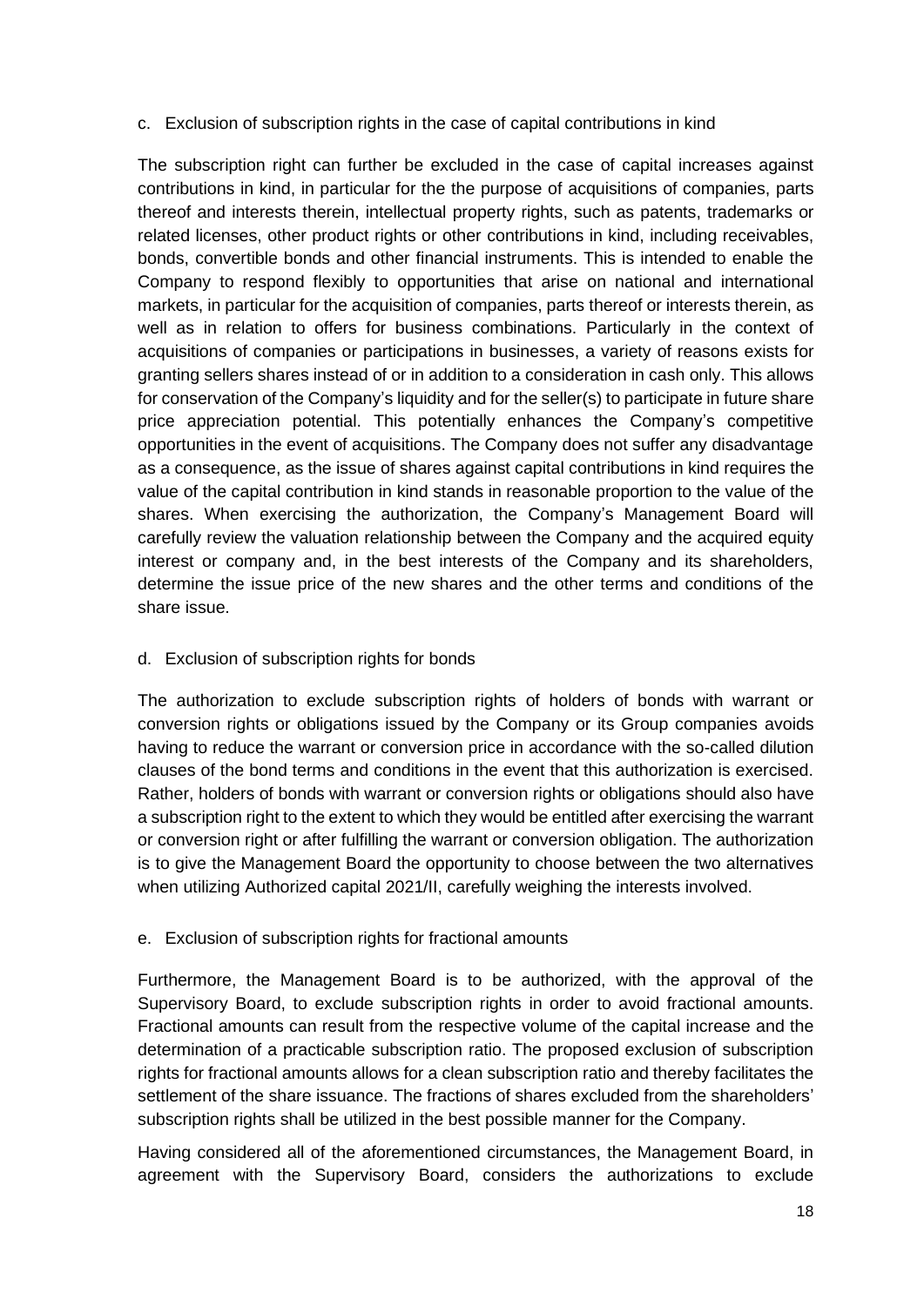c. Exclusion of subscription rights in the case of capital contributions in kind

The subscription right can further be excluded in the case of capital increases against contributions in kind, in particular for the the purpose of acquisitions of companies, parts thereof and interests therein, intellectual property rights, such as patents, trademarks or related licenses, other product rights or other contributions in kind, including receivables, bonds, convertible bonds and other financial instruments. This is intended to enable the Company to respond flexibly to opportunities that arise on national and international markets, in particular for the acquisition of companies, parts thereof or interests therein, as well as in relation to offers for business combinations. Particularly in the context of acquisitions of companies or participations in businesses, a variety of reasons exists for granting sellers shares instead of or in addition to a consideration in cash only. This allows for conservation of the Company's liquidity and for the seller(s) to participate in future share price appreciation potential. This potentially enhances the Company's competitive opportunities in the event of acquisitions. The Company does not suffer any disadvantage as a consequence, as the issue of shares against capital contributions in kind requires the value of the capital contribution in kind stands in reasonable proportion to the value of the shares. When exercising the authorization, the Company's Management Board will carefully review the valuation relationship between the Company and the acquired equity interest or company and, in the best interests of the Company and its shareholders, determine the issue price of the new shares and the other terms and conditions of the share issue.

d. Exclusion of subscription rights for bonds

The authorization to exclude subscription rights of holders of bonds with warrant or conversion rights or obligations issued by the Company or its Group companies avoids having to reduce the warrant or conversion price in accordance with the so-called dilution clauses of the bond terms and conditions in the event that this authorization is exercised. Rather, holders of bonds with warrant or conversion rights or obligations should also have a subscription right to the extent to which they would be entitled after exercising the warrant or conversion right or after fulfilling the warrant or conversion obligation. The authorization is to give the Management Board the opportunity to choose between the two alternatives when utilizing Authorized capital 2021/II, carefully weighing the interests involved.

e. Exclusion of subscription rights for fractional amounts

Furthermore, the Management Board is to be authorized, with the approval of the Supervisory Board, to exclude subscription rights in order to avoid fractional amounts. Fractional amounts can result from the respective volume of the capital increase and the determination of a practicable subscription ratio. The proposed exclusion of subscription rights for fractional amounts allows for a clean subscription ratio and thereby facilitates the settlement of the share issuance. The fractions of shares excluded from the shareholders' subscription rights shall be utilized in the best possible manner for the Company.

Having considered all of the aforementioned circumstances, the Management Board, in agreement with the Supervisory Board, considers the authorizations to exclude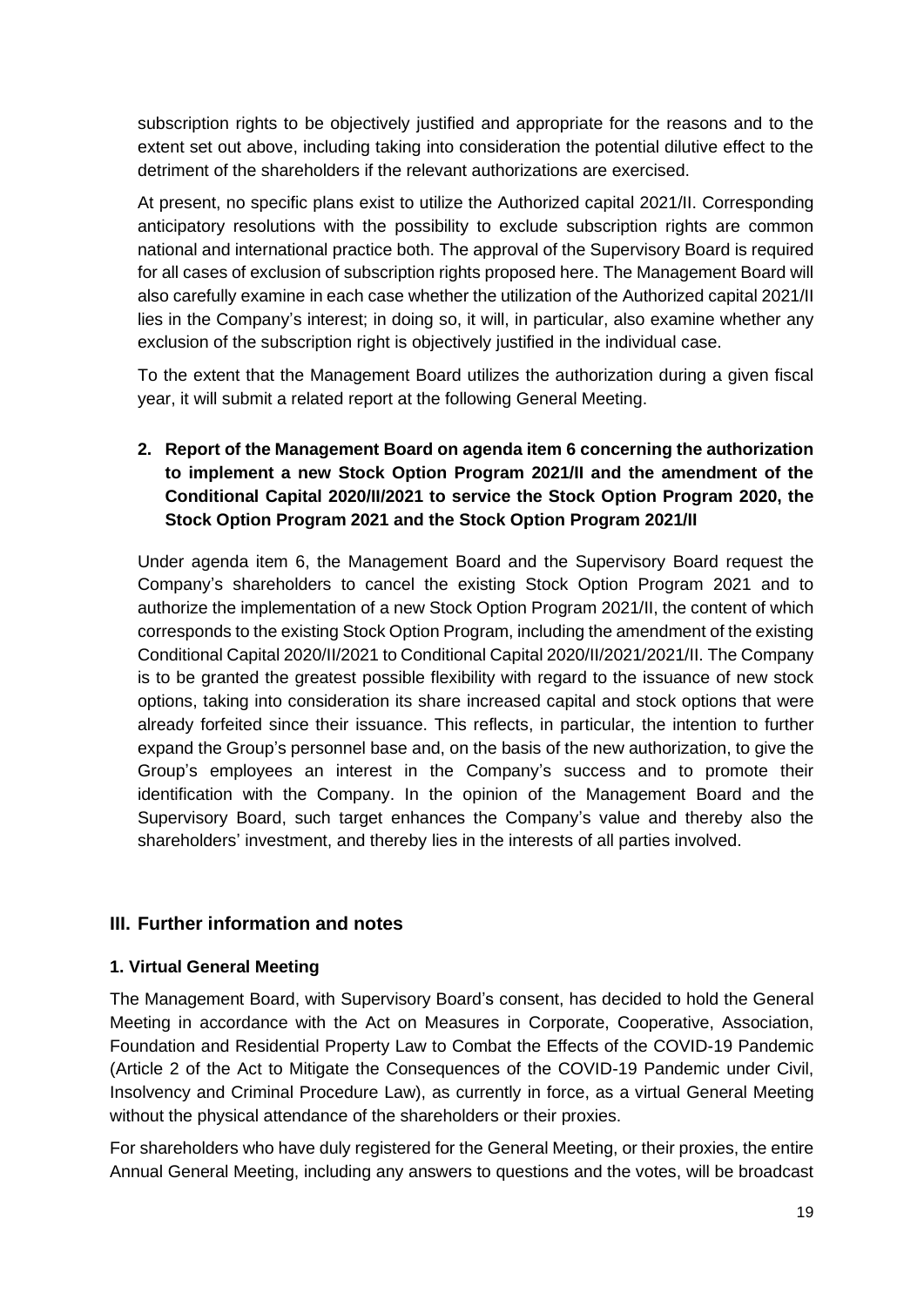subscription rights to be objectively justified and appropriate for the reasons and to the extent set out above, including taking into consideration the potential dilutive effect to the detriment of the shareholders if the relevant authorizations are exercised.

At present, no specific plans exist to utilize the Authorized capital 2021/II. Corresponding anticipatory resolutions with the possibility to exclude subscription rights are common national and international practice both. The approval of the Supervisory Board is required for all cases of exclusion of subscription rights proposed here. The Management Board will also carefully examine in each case whether the utilization of the Authorized capital 2021/II lies in the Company's interest; in doing so, it will, in particular, also examine whether any exclusion of the subscription right is objectively justified in the individual case.

To the extent that the Management Board utilizes the authorization during a given fiscal year, it will submit a related report at the following General Meeting.

**2. Report of the Management Board on agenda item 6 concerning the authorization to implement a new Stock Option Program 2021/II and the amendment of the Conditional Capital 2020/II/2021 to service the Stock Option Program 2020, the Stock Option Program 2021 and the Stock Option Program 2021/II**

Under agenda item 6, the Management Board and the Supervisory Board request the Company's shareholders to cancel the existing Stock Option Program 2021 and to authorize the implementation of a new Stock Option Program 2021/II, the content of which corresponds to the existing Stock Option Program, including the amendment of the existing Conditional Capital 2020/II/2021 to Conditional Capital 2020/II/2021/2021/II. The Company is to be granted the greatest possible flexibility with regard to the issuance of new stock options, taking into consideration its share increased capital and stock options that were already forfeited since their issuance. This reflects, in particular, the intention to further expand the Group's personnel base and, on the basis of the new authorization, to give the Group's employees an interest in the Company's success and to promote their identification with the Company. In the opinion of the Management Board and the Supervisory Board, such target enhances the Company's value and thereby also the shareholders' investment, and thereby lies in the interests of all parties involved.

## III. Further information and notes

### 1. Virtual General Meeting

The Management Board, with Supervisory Board's consent, has decided to hold the General Meeting in accordance with the Act on Measures in Corporate, Cooperative, Association, Foundation and Residential Property Law to Combat the Effects of the COVID-19 Pandemic (Article 2 of the Act to Mitigate the Consequences of the COVID-19 Pandemic under Civil, Insolvency and Criminal Procedure Law), as currently in force, as a virtual General Meeting without the physical attendance of the shareholders or their proxies.

For shareholders who have duly registered for the General Meeting, or their proxies, the entire Annual General Meeting, including any answers to questions and the votes, will be broadcast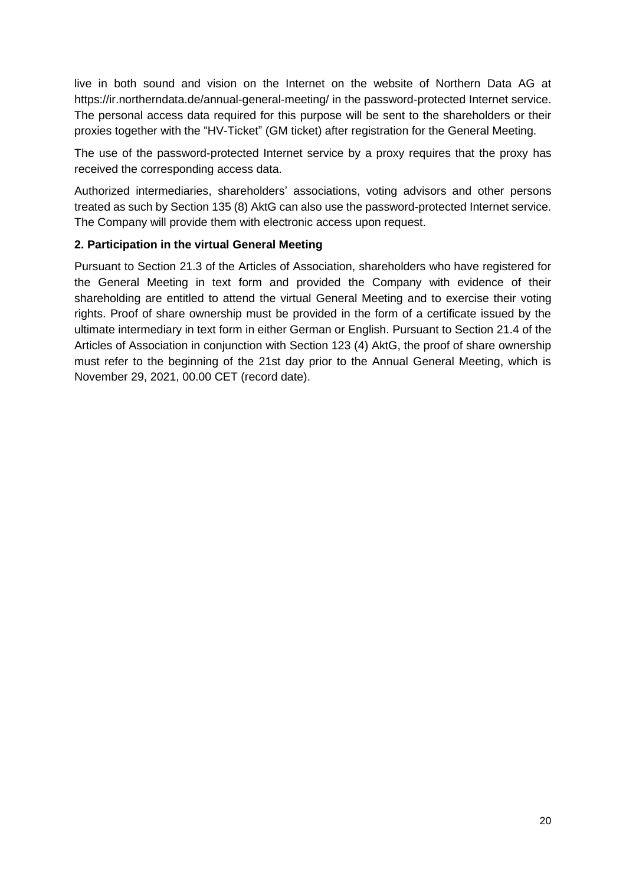live in both sound and vision on the Internet on the website of Northern Data AG at https://ir.northerndata.de/annual-general-meeting/ in the password-protected Internet service. The personal access data required for this purpose will be sent to the shareholders or their proxies together with the "HV-Ticket" (GM ticket) after registration for the General Meeting.

The use of the password-protected Internet service by a proxy requires that the proxy has received the corresponding access data.

Authorized intermediaries, shareholders' associations, voting advisors and other persons treated as such by Section 135 (8) AktG can also use the password-protected Internet service. The Company will provide them with electronic access upon request.

**2. Participation in the virtual General Meeting**

Pursuant to Section 21.3 of the Articles of Association, shareholders who have registered for the General Meeting in text form and provided the Company with evidence of their shareholding are entitled to attend the virtual General Meeting and to exercise their voting rights. Proof of share ownership must be provided in the form of a certificate issued by the ultimate intermediary in text form in either German or English. Pursuant to Section 21.4 of the Articles of Association in conjunction with Section 123 (4) AktG, the proof of share ownership must refer to the beginning of the 21st day prior to the Annual General Meeting, which is November 29, 2021, 00.00 CET (record date).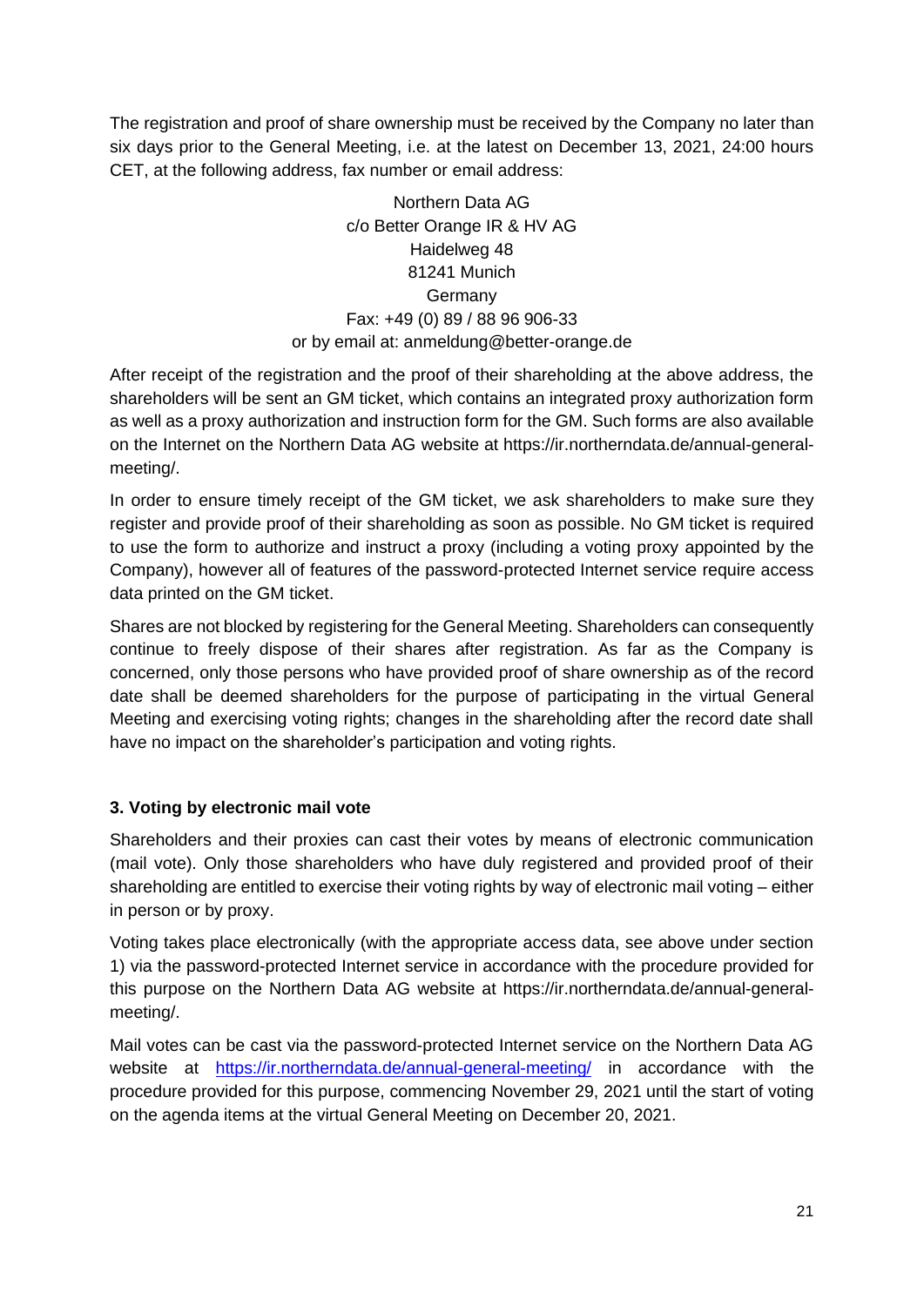The registration and proof of share ownership must be received by the Company no later than six days prior to the General Meeting, i.e. at the latest on December 13, 2021, 24:00 hours CET, at the following address, fax number or email address:

Northern Data AG
c/o Better Orange IR & HV AG
Haidelweg 48
81241 Munich
Germany
Fax: +49 (0) 89 / 88 96 906-33
or by email at: anmeldung@better-orange.de

After receipt of the registration and the proof of their shareholding at the above address, the shareholders will be sent an GM ticket, which contains an integrated proxy authorization form as well as a proxy authorization and instruction form for the GM. Such forms are also available on the Internet on the Northern Data AG website at https://ir.northerndata.de/annual-general-meeting/.

In order to ensure timely receipt of the GM ticket, we ask shareholders to make sure they register and provide proof of their shareholding as soon as possible. No GM ticket is required to use the form to authorize and instruct a proxy (including a voting proxy appointed by the Company), however all of features of the password-protected Internet service require access data printed on the GM ticket.

Shares are not blocked by registering for the General Meeting. Shareholders can consequently continue to freely dispose of their shares after registration. As far as the Company is concerned, only those persons who have provided proof of share ownership as of the record date shall be deemed shareholders for the purpose of participating in the virtual General Meeting and exercising voting rights; changes in the shareholding after the record date shall have no impact on the shareholder's participation and voting rights.

### 3. Voting by electronic mail vote

Shareholders and their proxies can cast their votes by means of electronic communication (mail vote). Only those shareholders who have duly registered and provided proof of their shareholding are entitled to exercise their voting rights by way of electronic mail voting – either in person or by proxy.

Voting takes place electronically (with the appropriate access data, see above under section 1) via the password-protected Internet service in accordance with the procedure provided for this purpose on the Northern Data AG website at https://ir.northerndata.de/annual-general-meeting/.

Mail votes can be cast via the password-protected Internet service on the Northern Data AG website at https://ir.northerndata.de/annual-general-meeting/ in accordance with the procedure provided for this purpose, commencing November 29, 2021 until the start of voting on the agenda items at the virtual General Meeting on December 20, 2021.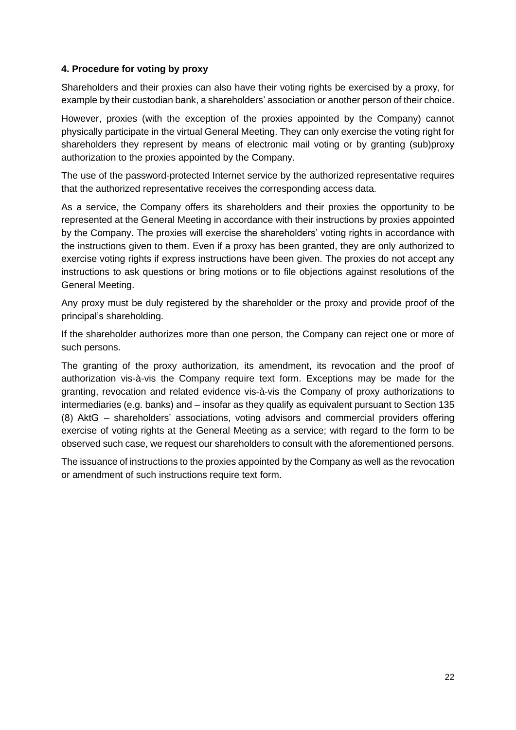**4. Procedure for voting by proxy**

Shareholders and their proxies can also have their voting rights be exercised by a proxy, for example by their custodian bank, a shareholders' association or another person of their choice.

However, proxies (with the exception of the proxies appointed by the Company) cannot physically participate in the virtual General Meeting. They can only exercise the voting right for shareholders they represent by means of electronic mail voting or by granting (sub)proxy authorization to the proxies appointed by the Company.

The use of the password-protected Internet service by the authorized representative requires that the authorized representative receives the corresponding access data.

As a service, the Company offers its shareholders and their proxies the opportunity to be represented at the General Meeting in accordance with their instructions by proxies appointed by the Company. The proxies will exercise the shareholders' voting rights in accordance with the instructions given to them. Even if a proxy has been granted, they are only authorized to exercise voting rights if express instructions have been given. The proxies do not accept any instructions to ask questions or bring motions or to file objections against resolutions of the General Meeting.

Any proxy must be duly registered by the shareholder or the proxy and provide proof of the principal's shareholding.

If the shareholder authorizes more than one person, the Company can reject one or more of such persons.

The granting of the proxy authorization, its amendment, its revocation and the proof of authorization vis-à-vis the Company require text form. Exceptions may be made for the granting, revocation and related evidence vis-à-vis the Company of proxy authorizations to intermediaries (e.g. banks) and – insofar as they qualify as equivalent pursuant to Section 135 (8) AktG – shareholders' associations, voting advisors and commercial providers offering exercise of voting rights at the General Meeting as a service; with regard to the form to be observed such case, we request our shareholders to consult with the aforementioned persons.

The issuance of instructions to the proxies appointed by the Company as well as the revocation or amendment of such instructions require text form.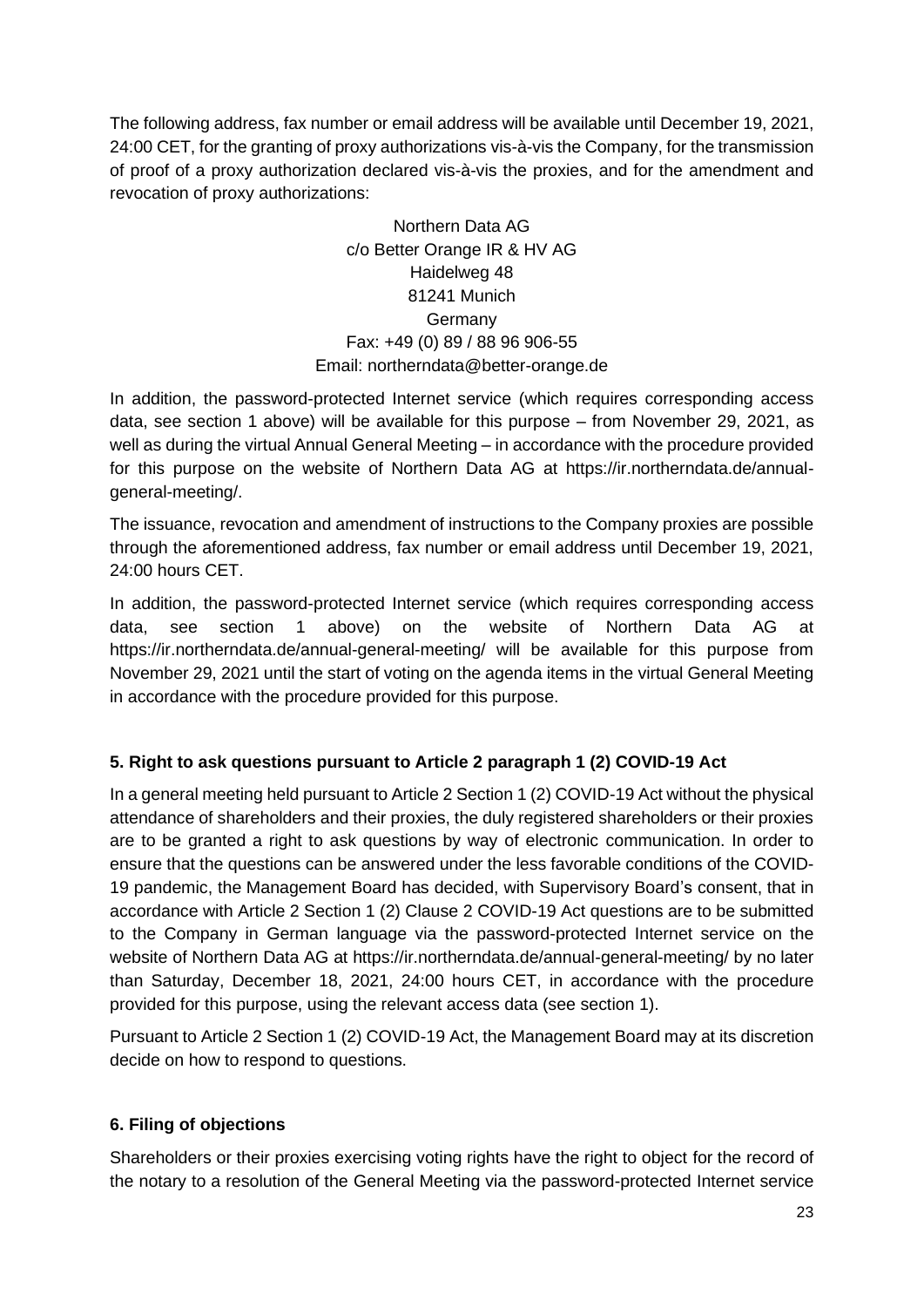The following address, fax number or email address will be available until December 19, 2021, 24:00 CET, for the granting of proxy authorizations vis-à-vis the Company, for the transmission of proof of a proxy authorization declared vis-à-vis the proxies, and for the amendment and revocation of proxy authorizations:

Northern Data AG  
c/o Better Orange IR & HV AG  
Haidelweg 48  
81241 Munich  
Germany  
Fax: +49 (0) 89 / 88 96 906-55  
Email: northerndata@better-orange.de

In addition, the password-protected Internet service (which requires corresponding access data, see section 1 above) will be available for this purpose – from November 29, 2021, as well as during the virtual Annual General Meeting – in accordance with the procedure provided for this purpose on the website of Northern Data AG at https://ir.northerndata.de/annual-general-meeting/.

The issuance, revocation and amendment of instructions to the Company proxies are possible through the aforementioned address, fax number or email address until December 19, 2021, 24:00 hours CET.

In addition, the password-protected Internet service (which requires corresponding access data, see section 1 above) on the website of Northern Data AG at https://ir.northerndata.de/annual-general-meeting/ will be available for this purpose from November 29, 2021 until the start of voting on the agenda items in the virtual General Meeting in accordance with the procedure provided for this purpose.

**5. Right to ask questions pursuant to Article 2 paragraph 1 (2) COVID-19 Act**

In a general meeting held pursuant to Article 2 Section 1 (2) COVID-19 Act without the physical attendance of shareholders and their proxies, the duly registered shareholders or their proxies are to be granted a right to ask questions by way of electronic communication. In order to ensure that the questions can be answered under the less favorable conditions of the COVID-19 pandemic, the Management Board has decided, with Supervisory Board's consent, that in accordance with Article 2 Section 1 (2) Clause 2 COVID-19 Act questions are to be submitted to the Company in German language via the password-protected Internet service on the website of Northern Data AG at https://ir.northerndata.de/annual-general-meeting/ by no later than Saturday, December 18, 2021, 24:00 hours CET, in accordance with the procedure provided for this purpose, using the relevant access data (see section 1).

Pursuant to Article 2 Section 1 (2) COVID-19 Act, the Management Board may at its discretion decide on how to respond to questions.

**6. Filing of objections**

Shareholders or their proxies exercising voting rights have the right to object for the record of the notary to a resolution of the General Meeting via the password-protected Internet service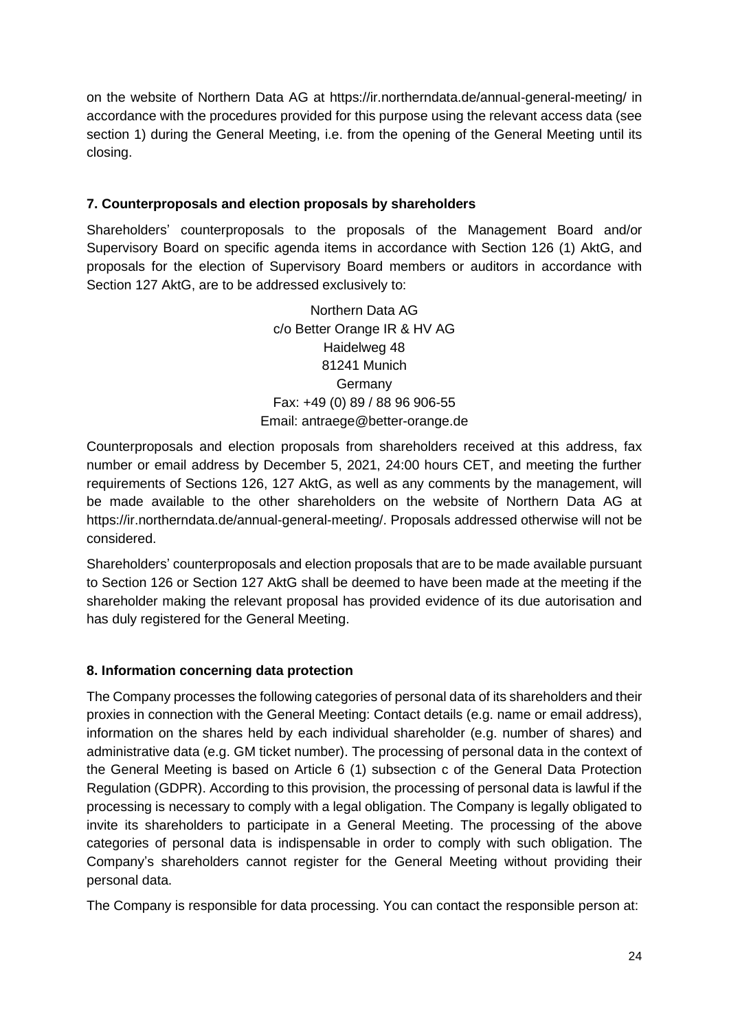on the website of Northern Data AG at https://ir.northerndata.de/annual-general-meeting/ in accordance with the procedures provided for this purpose using the relevant access data (see section 1) during the General Meeting, i.e. from the opening of the General Meeting until its closing.

## 7. Counterproposals and election proposals by shareholders

Shareholders' counterproposals to the proposals of the Management Board and/or Supervisory Board on specific agenda items in accordance with Section 126 (1) AktG, and proposals for the election of Supervisory Board members or auditors in accordance with Section 127 AktG, are to be addressed exclusively to:

Northern Data AG
c/o Better Orange IR & HV AG
Haidelweg 48
81241 Munich
Germany
Fax: +49 (0) 89 / 88 96 906-55
Email: antraege@better-orange.de

Counterproposals and election proposals from shareholders received at this address, fax number or email address by December 5, 2021, 24:00 hours CET, and meeting the further requirements of Sections 126, 127 AktG, as well as any comments by the management, will be made available to the other shareholders on the website of Northern Data AG at https://ir.northerndata.de/annual-general-meeting/. Proposals addressed otherwise will not be considered.

Shareholders' counterproposals and election proposals that are to be made available pursuant to Section 126 or Section 127 AktG shall be deemed to have been made at the meeting if the shareholder making the relevant proposal has provided evidence of its due autorisation and has duly registered for the General Meeting.

## 8. Information concerning data protection

The Company processes the following categories of personal data of its shareholders and their proxies in connection with the General Meeting: Contact details (e.g. name or email address), information on the shares held by each individual shareholder (e.g. number of shares) and administrative data (e.g. GM ticket number). The processing of personal data in the context of the General Meeting is based on Article 6 (1) subsection c of the General Data Protection Regulation (GDPR). According to this provision, the processing of personal data is lawful if the processing is necessary to comply with a legal obligation. The Company is legally obligated to invite its shareholders to participate in a General Meeting. The processing of the above categories of personal data is indispensable in order to comply with such obligation. The Company's shareholders cannot register for the General Meeting without providing their personal data.

The Company is responsible for data processing. You can contact the responsible person at: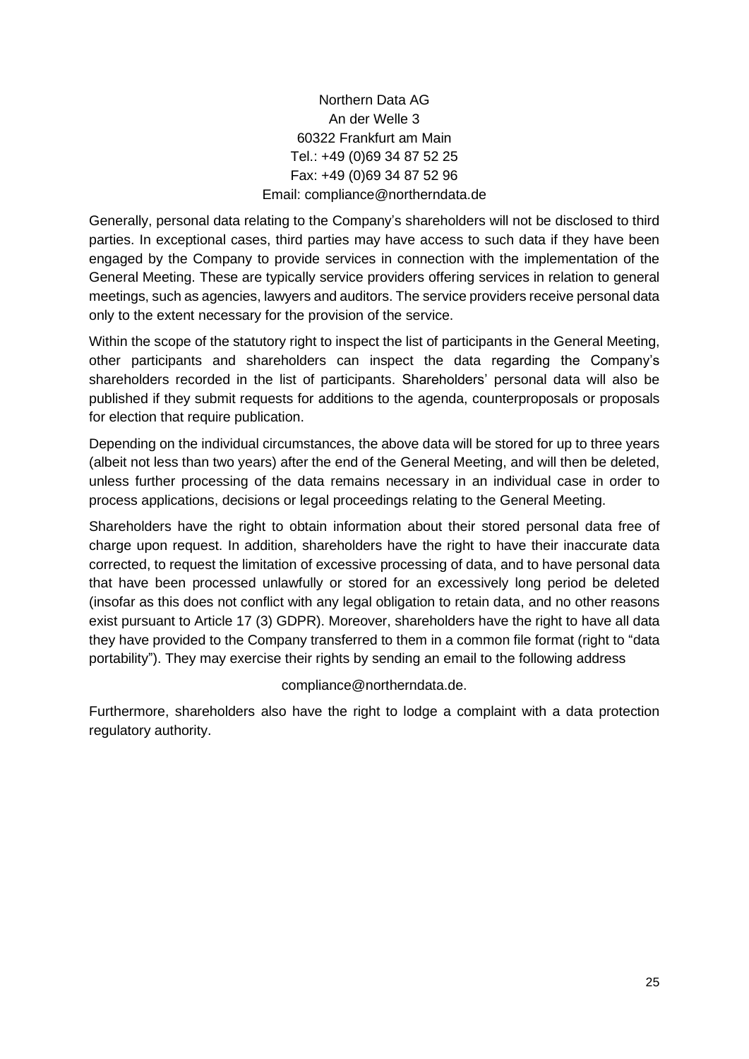Northern Data AG  
An der Welle 3  
60322 Frankfurt am Main  
Tel.: +49 (0)69 34 87 52 25  
Fax: +49 (0)69 34 87 52 96  
Email: compliance@northerndata.de

Generally, personal data relating to the Company's shareholders will not be disclosed to third parties. In exceptional cases, third parties may have access to such data if they have been engaged by the Company to provide services in connection with the implementation of the General Meeting. These are typically service providers offering services in relation to general meetings, such as agencies, lawyers and auditors. The service providers receive personal data only to the extent necessary for the provision of the service.

Within the scope of the statutory right to inspect the list of participants in the General Meeting, other participants and shareholders can inspect the data regarding the Company's shareholders recorded in the list of participants. Shareholders' personal data will also be published if they submit requests for additions to the agenda, counterproposals or proposals for election that require publication.

Depending on the individual circumstances, the above data will be stored for up to three years (albeit not less than two years) after the end of the General Meeting, and will then be deleted, unless further processing of the data remains necessary in an individual case in order to process applications, decisions or legal proceedings relating to the General Meeting.

Shareholders have the right to obtain information about their stored personal data free of charge upon request. In addition, shareholders have the right to have their inaccurate data corrected, to request the limitation of excessive processing of data, and to have personal data that have been processed unlawfully or stored for an excessively long period be deleted (insofar as this does not conflict with any legal obligation to retain data, and no other reasons exist pursuant to Article 17 (3) GDPR). Moreover, shareholders have the right to have all data they have provided to the Company transferred to them in a common file format (right to "data portability"). They may exercise their rights by sending an email to the following address

compliance@northerndata.de.

Furthermore, shareholders also have the right to lodge a complaint with a data protection regulatory authority.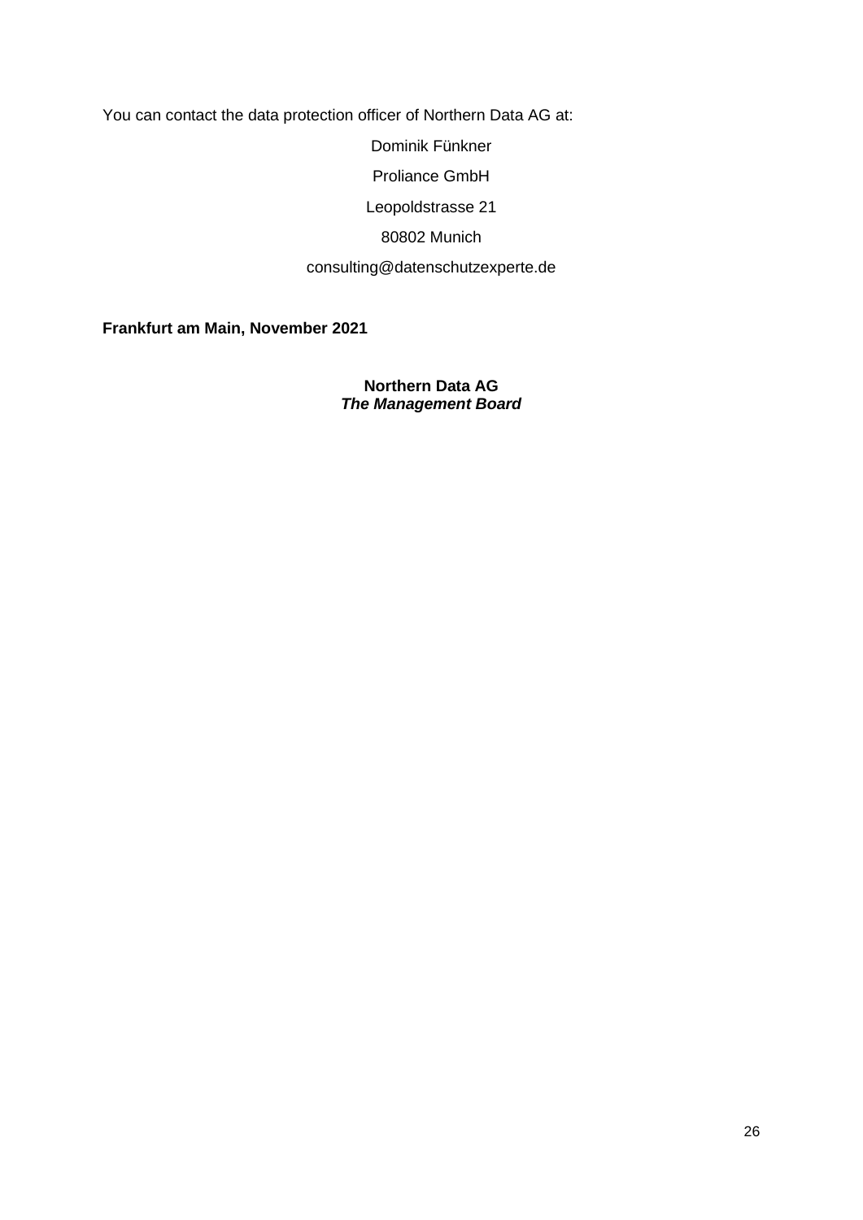You can contact the data protection officer of Northern Data AG at:

Dominik Fünkner

Proliance GmbH

Leopoldstrasse 21

80802 Munich

consulting@datenschutzexperte.de

**Frankfurt am Main, November 2021**

**Northern Data AG**
***The Management Board***